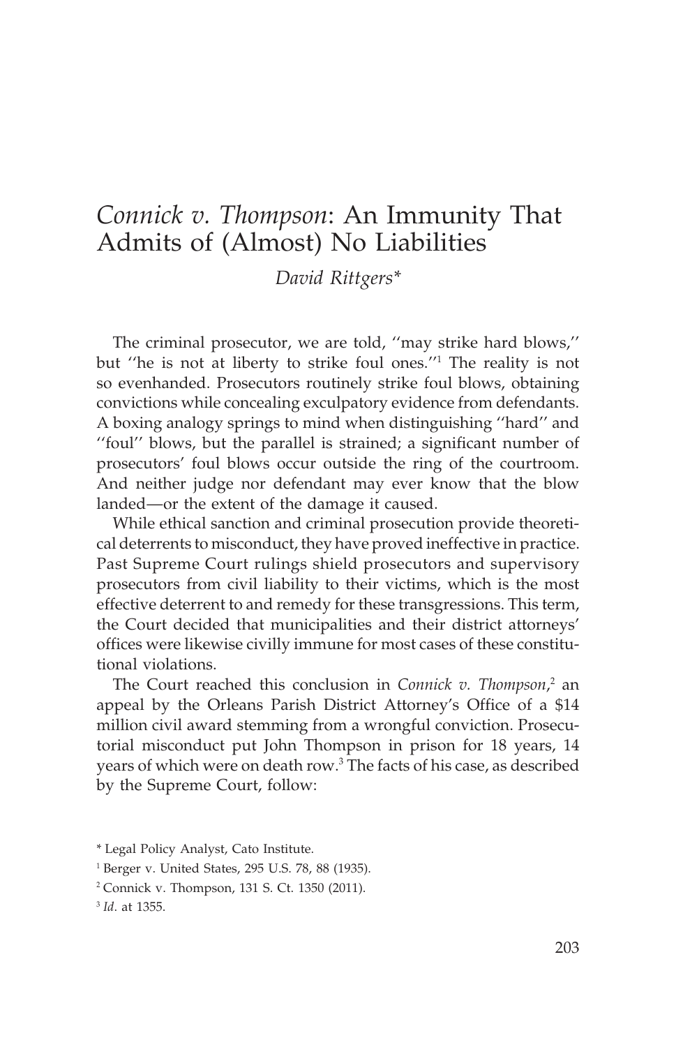# *Connick v. Thompson*: An Immunity That Admits of (Almost) No Liabilities

*David Rittgers**

The criminal prosecutor, we are told, ''may strike hard blows,'' but ''he is not at liberty to strike foul ones.''[1] The reality is not so evenhanded. Prosecutors routinely strike foul blows, obtaining convictions while concealing exculpatory evidence from defendants. A boxing analogy springs to mind when distinguishing ''hard'' and ''foul'' blows, but the parallel is strained; a significant number of prosecutors' foul blows occur outside the ring of the courtroom. And neither judge nor defendant may ever know that the blow landed—or the extent of the damage it caused.

While ethical sanction and criminal prosecution provide theoretical deterrents to misconduct, they have proved ineffective in practice. Past Supreme Court rulings shield prosecutors and supervisory prosecutors from civil liability to their victims, which is the most effective deterrent to and remedy for these transgressions. This term, the Court decided that municipalities and their district attorneys' offices were likewise civilly immune for most cases of these constitutional violations.

The Court reached this conclusion in *Connick v. Thompson*,[2] an appeal by the Orleans Parish District Attorney's Office of a $14 million civil award stemming from a wrongful conviction. Prosecutorial misconduct put John Thompson in prison for 18 years, 14 years of which were on death row.[3] The facts of his case, as described by the Supreme Court, follow:

\* Legal Policy Analyst, Cato Institute.

[1] Berger v. United States, 295 U.S. 78, 88 (1935).

[2] Connick v. Thompson, 131 S. Ct. 1350 (2011).

[3] *Id*. at 1355.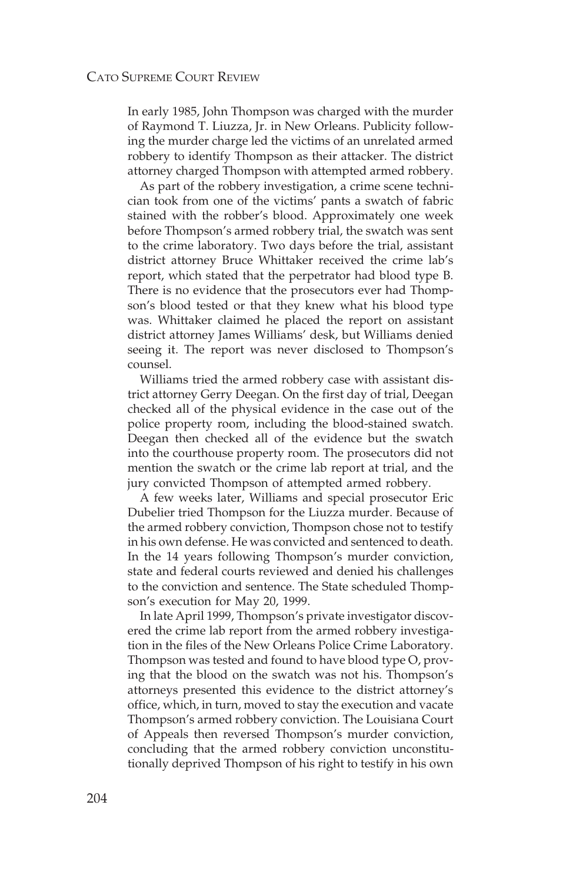In early 1985, John Thompson was charged with the murder of Raymond T. Liuzza, Jr. in New Orleans. Publicity following the murder charge led the victims of an unrelated armed robbery to identify Thompson as their attacker. The district attorney charged Thompson with attempted armed robbery.

As part of the robbery investigation, a crime scene technician took from one of the victims' pants a swatch of fabric stained with the robber's blood. Approximately one week before Thompson's armed robbery trial, the swatch was sent to the crime laboratory. Two days before the trial, assistant district attorney Bruce Whittaker received the crime lab's report, which stated that the perpetrator had blood type B. There is no evidence that the prosecutors ever had Thompson's blood tested or that they knew what his blood type was. Whittaker claimed he placed the report on assistant district attorney James Williams' desk, but Williams denied seeing it. The report was never disclosed to Thompson's counsel.

Williams tried the armed robbery case with assistant district attorney Gerry Deegan. On the first day of trial, Deegan checked all of the physical evidence in the case out of the police property room, including the blood-stained swatch. Deegan then checked all of the evidence but the swatch into the courthouse property room. The prosecutors did not mention the swatch or the crime lab report at trial, and the jury convicted Thompson of attempted armed robbery.

A few weeks later, Williams and special prosecutor Eric Dubelier tried Thompson for the Liuzza murder. Because of the armed robbery conviction, Thompson chose not to testify in his own defense. He was convicted and sentenced to death. In the 14 years following Thompson's murder conviction, state and federal courts reviewed and denied his challenges to the conviction and sentence. The State scheduled Thompson's execution for May 20, 1999.

In late April 1999, Thompson's private investigator discovered the crime lab report from the armed robbery investigation in the files of the New Orleans Police Crime Laboratory. Thompson was tested and found to have blood type O, proving that the blood on the swatch was not his. Thompson's attorneys presented this evidence to the district attorney's office, which, in turn, moved to stay the execution and vacate Thompson's armed robbery conviction. The Louisiana Court of Appeals then reversed Thompson's murder conviction, concluding that the armed robbery conviction unconstitutionally deprived Thompson of his right to testify in his own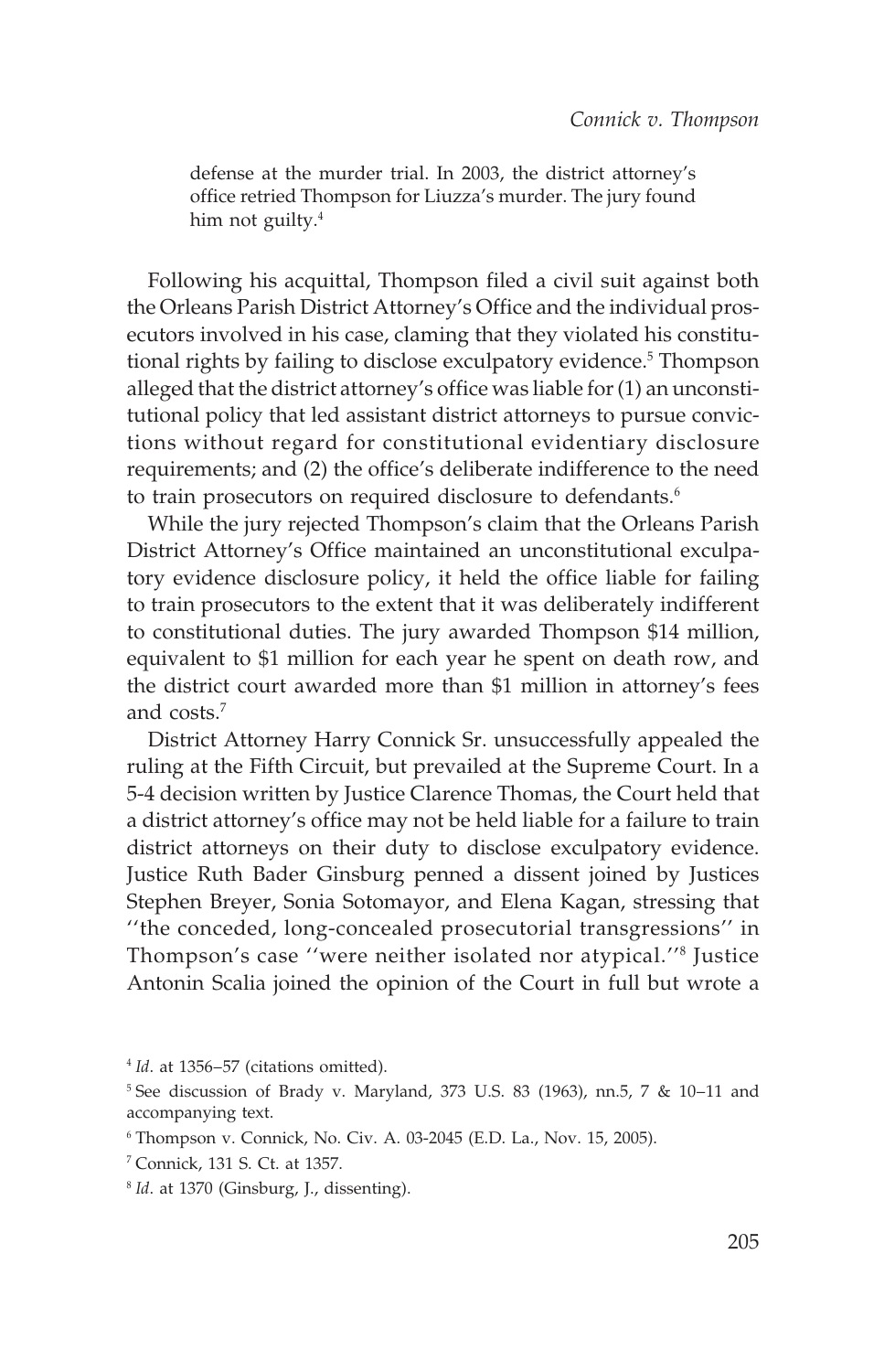> defense at the murder trial. In 2003, the district attorney's office retried Thompson for Liuzza's murder. The jury found him not guilty.[4]

Following his acquittal, Thompson filed a civil suit against both the Orleans Parish District Attorney's Office and the individual prosecutors involved in his case, claming that they violated his constitutional rights by failing to disclose exculpatory evidence.[5] Thompson alleged that the district attorney's office was liable for (1) an unconstitutional policy that led assistant district attorneys to pursue convictions without regard for constitutional evidentiary disclosure requirements; and (2) the office's deliberate indifference to the need to train prosecutors on required disclosure to defendants.[6]

While the jury rejected Thompson's claim that the Orleans Parish District Attorney's Office maintained an unconstitutional exculpatory evidence disclosure policy, it held the office liable for failing to train prosecutors to the extent that it was deliberately indifferent to constitutional duties. The jury awarded Thompson $14 million, equivalent to $1 million for each year he spent on death row, and the district court awarded more than $1 million in attorney's fees and costs.[7]

District Attorney Harry Connick Sr. unsuccessfully appealed the ruling at the Fifth Circuit, but prevailed at the Supreme Court. In a 5-4 decision written by Justice Clarence Thomas, the Court held that a district attorney's office may not be held liable for a failure to train district attorneys on their duty to disclose exculpatory evidence. Justice Ruth Bader Ginsburg penned a dissent joined by Justices Stephen Breyer, Sonia Sotomayor, and Elena Kagan, stressing that "the conceded, long-concealed prosecutorial transgressions" in Thompson's case "were neither isolated nor atypical."[8] Justice Antonin Scalia joined the opinion of the Court in full but wrote a

---

[4] *Id*. at 1356–57 (citations omitted).

[5] See discussion of Brady v. Maryland, 373 U.S. 83 (1963), nn.5, 7 & 10–11 and accompanying text.

[6] Thompson v. Connick, No. Civ. A. 03-2045 (E.D. La., Nov. 15, 2005).

[7] Connick, 131 S. Ct. at 1357.

[8] *Id*. at 1370 (Ginsburg, J., dissenting).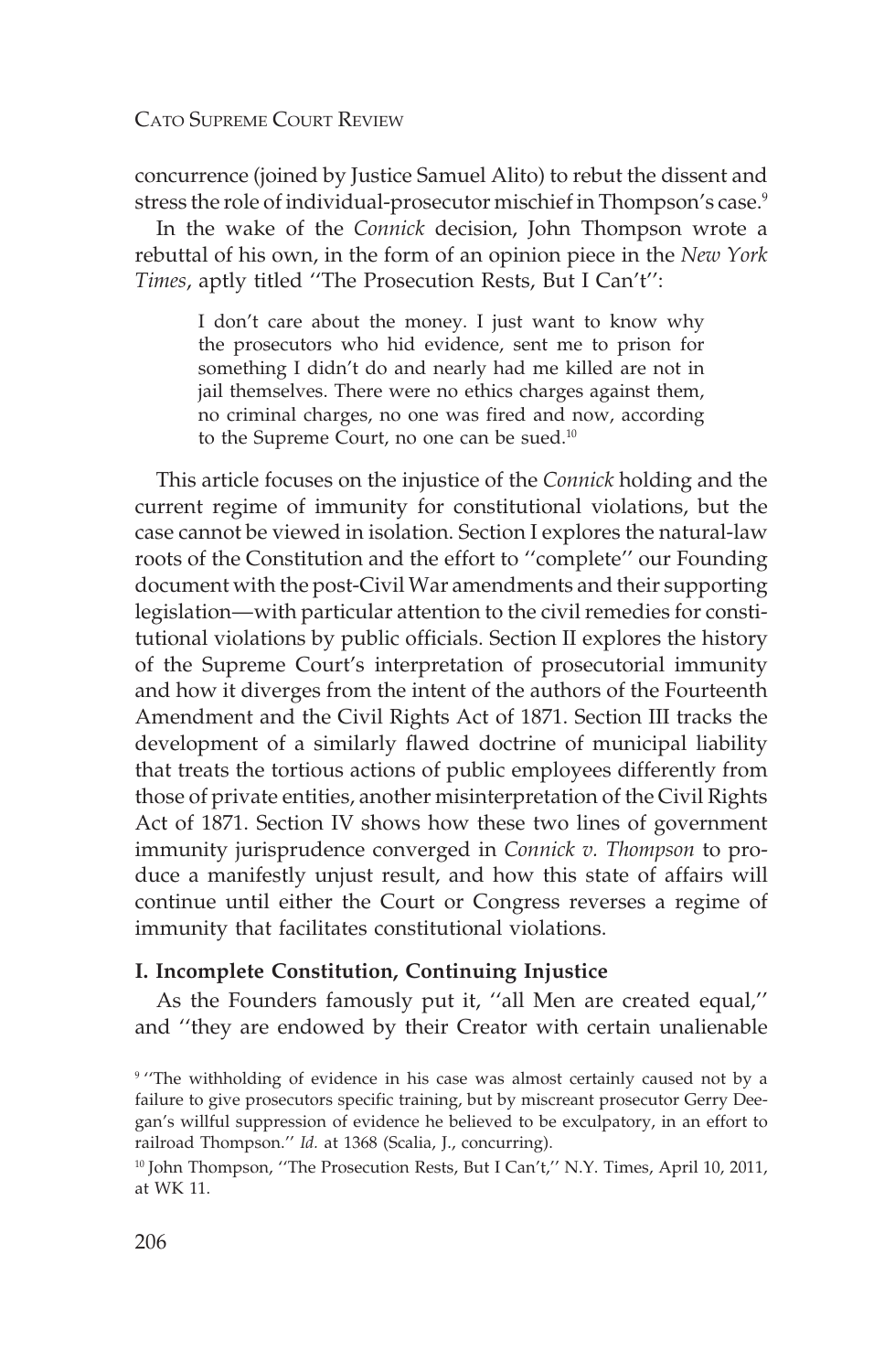concurrence (joined by Justice Samuel Alito) to rebut the dissent and stress the role of individual-prosecutor mischief in Thompson's case.[9]

In the wake of the *Connick* decision, John Thompson wrote a rebuttal of his own, in the form of an opinion piece in the *New York Times*, aptly titled ''The Prosecution Rests, But I Can't'':

> I don't care about the money. I just want to know why the prosecutors who hid evidence, sent me to prison for something I didn't do and nearly had me killed are not in jail themselves. There were no ethics charges against them, no criminal charges, no one was fired and now, according to the Supreme Court, no one can be sued.[10]

This article focuses on the injustice of the *Connick* holding and the current regime of immunity for constitutional violations, but the case cannot be viewed in isolation. Section I explores the natural-law roots of the Constitution and the effort to ''complete'' our Founding document with the post-Civil War amendments and their supporting legislation—with particular attention to the civil remedies for constitutional violations by public officials. Section II explores the history of the Supreme Court's interpretation of prosecutorial immunity and how it diverges from the intent of the authors of the Fourteenth Amendment and the Civil Rights Act of 1871. Section III tracks the development of a similarly flawed doctrine of municipal liability that treats the tortious actions of public employees differently from those of private entities, another misinterpretation of the Civil Rights Act of 1871. Section IV shows how these two lines of government immunity jurisprudence converged in *Connick v. Thompson* to produce a manifestly unjust result, and how this state of affairs will continue until either the Court or Congress reverses a regime of immunity that facilitates constitutional violations.

## I. Incomplete Constitution, Continuing Injustice

As the Founders famously put it, ''all Men are created equal,'' and ''they are endowed by their Creator with certain unalienable

[9] ''The withholding of evidence in his case was almost certainly caused not by a failure to give prosecutors specific training, but by miscreant prosecutor Gerry Deegan's willful suppression of evidence he believed to be exculpatory, in an effort to railroad Thompson.'' *Id.* at 1368 (Scalia, J., concurring).

[10] John Thompson, ''The Prosecution Rests, But I Can't,'' N.Y. Times, April 10, 2011, at WK 11.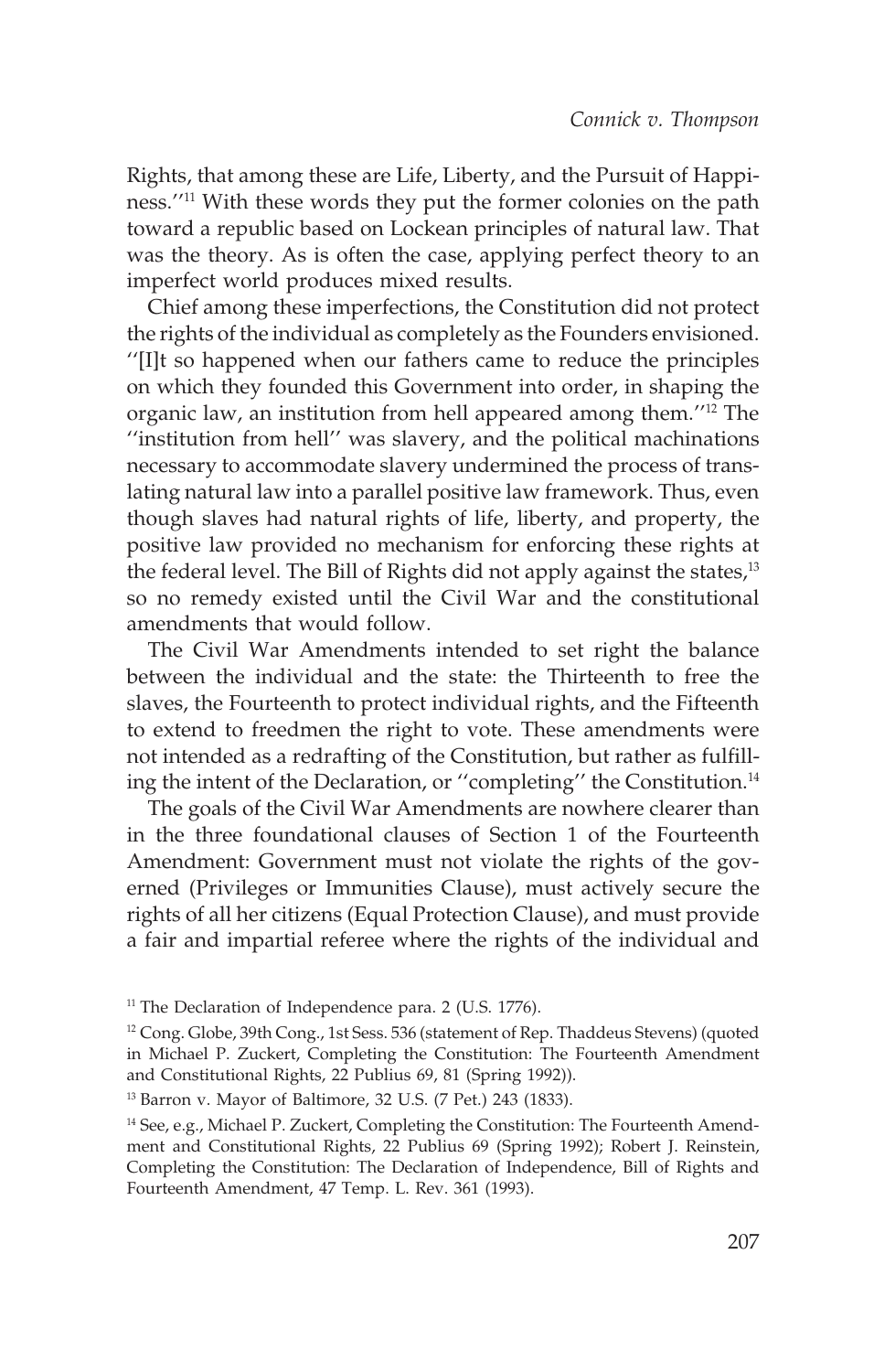Rights, that among these are Life, Liberty, and the Pursuit of Happiness.''[11] With these words they put the former colonies on the path toward a republic based on Lockean principles of natural law. That was the theory. As is often the case, applying perfect theory to an imperfect world produces mixed results.

Chief among these imperfections, the Constitution did not protect the rights of the individual as completely as the Founders envisioned. ''[I]t so happened when our fathers came to reduce the principles on which they founded this Government into order, in shaping the organic law, an institution from hell appeared among them.''[12] The ''institution from hell'' was slavery, and the political machinations necessary to accommodate slavery undermined the process of translating natural law into a parallel positive law framework. Thus, even though slaves had natural rights of life, liberty, and property, the positive law provided no mechanism for enforcing these rights at the federal level. The Bill of Rights did not apply against the states,[13] so no remedy existed until the Civil War and the constitutional amendments that would follow.

The Civil War Amendments intended to set right the balance between the individual and the state: the Thirteenth to free the slaves, the Fourteenth to protect individual rights, and the Fifteenth to extend to freedmen the right to vote. These amendments were not intended as a redrafting of the Constitution, but rather as fulfilling the intent of the Declaration, or ''completing'' the Constitution.[14]

The goals of the Civil War Amendments are nowhere clearer than in the three foundational clauses of Section 1 of the Fourteenth Amendment: Government must not violate the rights of the governed (Privileges or Immunities Clause), must actively secure the rights of all her citizens (Equal Protection Clause), and must provide a fair and impartial referee where the rights of the individual and

[11] The Declaration of Independence para. 2 (U.S. 1776).

[12] Cong. Globe, 39th Cong., 1st Sess. 536 (statement of Rep. Thaddeus Stevens) (quoted in Michael P. Zuckert, Completing the Constitution: The Fourteenth Amendment and Constitutional Rights, 22 Publius 69, 81 (Spring 1992)).

[13] Barron v. Mayor of Baltimore, 32 U.S. (7 Pet.) 243 (1833).

[14] See, e.g., Michael P. Zuckert, Completing the Constitution: The Fourteenth Amendment and Constitutional Rights, 22 Publius 69 (Spring 1992); Robert J. Reinstein, Completing the Constitution: The Declaration of Independence, Bill of Rights and Fourteenth Amendment, 47 Temp. L. Rev. 361 (1993).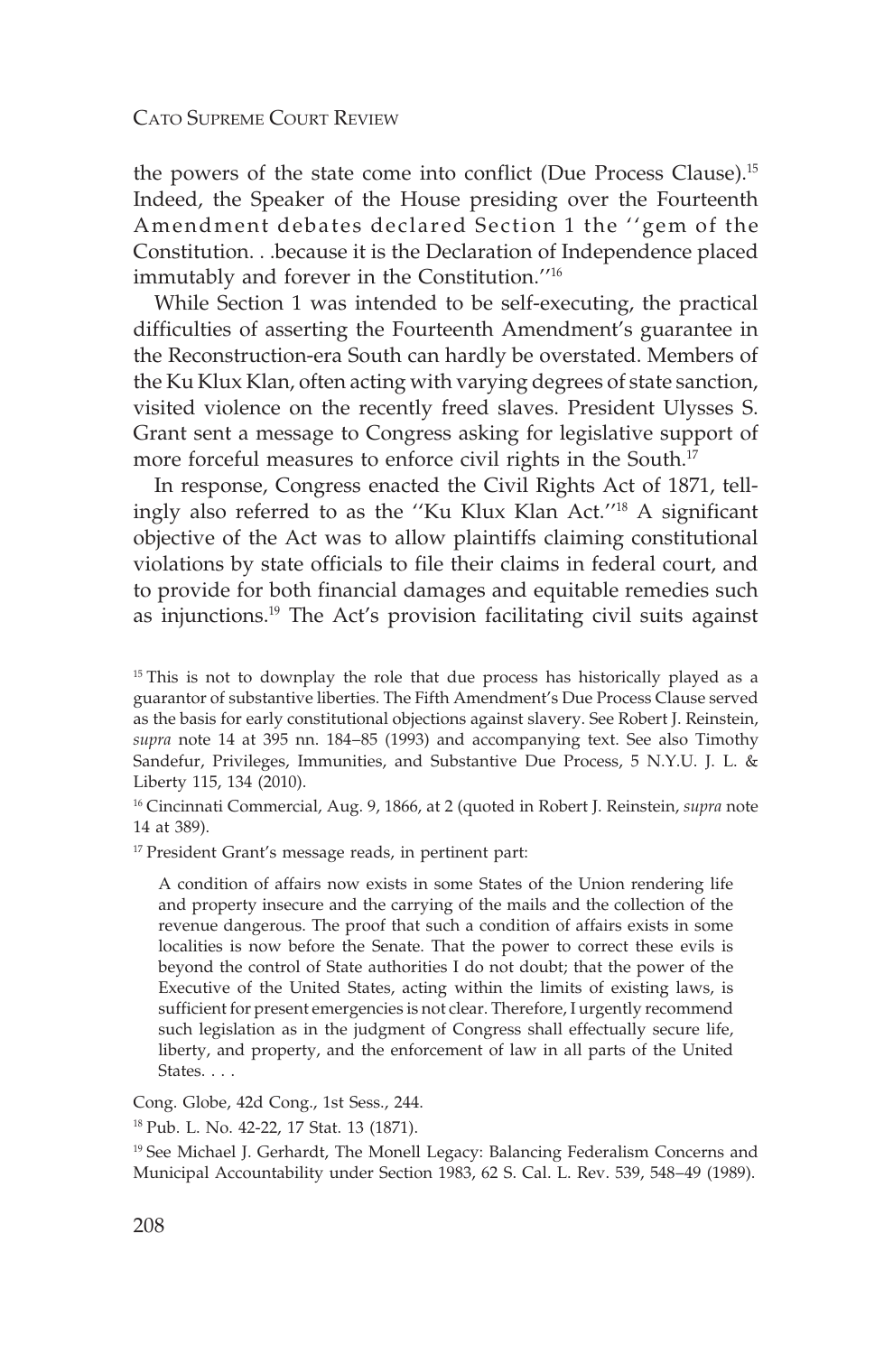the powers of the state come into conflict (Due Process Clause).[15] Indeed, the Speaker of the House presiding over the Fourteenth Amendment debates declared Section 1 the ''gem of the Constitution. . .because it is the Declaration of Independence placed immutably and forever in the Constitution.''[16]

While Section 1 was intended to be self-executing, the practical difficulties of asserting the Fourteenth Amendment's guarantee in the Reconstruction-era South can hardly be overstated. Members of the Ku Klux Klan, often acting with varying degrees of state sanction, visited violence on the recently freed slaves. President Ulysses S. Grant sent a message to Congress asking for legislative support of more forceful measures to enforce civil rights in the South.[17]

In response, Congress enacted the Civil Rights Act of 1871, tellingly also referred to as the ''Ku Klux Klan Act.''[18] A significant objective of the Act was to allow plaintiffs claiming constitutional violations by state officials to file their claims in federal court, and to provide for both financial damages and equitable remedies such as injunctions.[19] The Act's provision facilitating civil suits against

---

[15] This is not to downplay the role that due process has historically played as a guarantor of substantive liberties. The Fifth Amendment's Due Process Clause served as the basis for early constitutional objections against slavery. See Robert J. Reinstein, *supra* note 14 at 395 nn. 184–85 (1993) and accompanying text. See also Timothy Sandefur, Privileges, Immunities, and Substantive Due Process, 5 N.Y.U. J. L. & Liberty 115, 134 (2010).

[16] Cincinnati Commercial, Aug. 9, 1866, at 2 (quoted in Robert J. Reinstein, *supra* note 14 at 389).

[17] President Grant's message reads, in pertinent part:

> A condition of affairs now exists in some States of the Union rendering life and property insecure and the carrying of the mails and the collection of the revenue dangerous. The proof that such a condition of affairs exists in some localities is now before the Senate. That the power to correct these evils is beyond the control of State authorities I do not doubt; that the power of the Executive of the United States, acting within the limits of existing laws, is sufficient for present emergencies is not clear. Therefore, I urgently recommend such legislation as in the judgment of Congress shall effectually secure life, liberty, and property, and the enforcement of law in all parts of the United States. . . .

Cong. Globe, 42d Cong., 1st Sess., 244.

[18] Pub. L. No. 42-22, 17 Stat. 13 (1871).

[19] See Michael J. Gerhardt, The Monell Legacy: Balancing Federalism Concerns and Municipal Accountability under Section 1983, 62 S. Cal. L. Rev. 539, 548–49 (1989).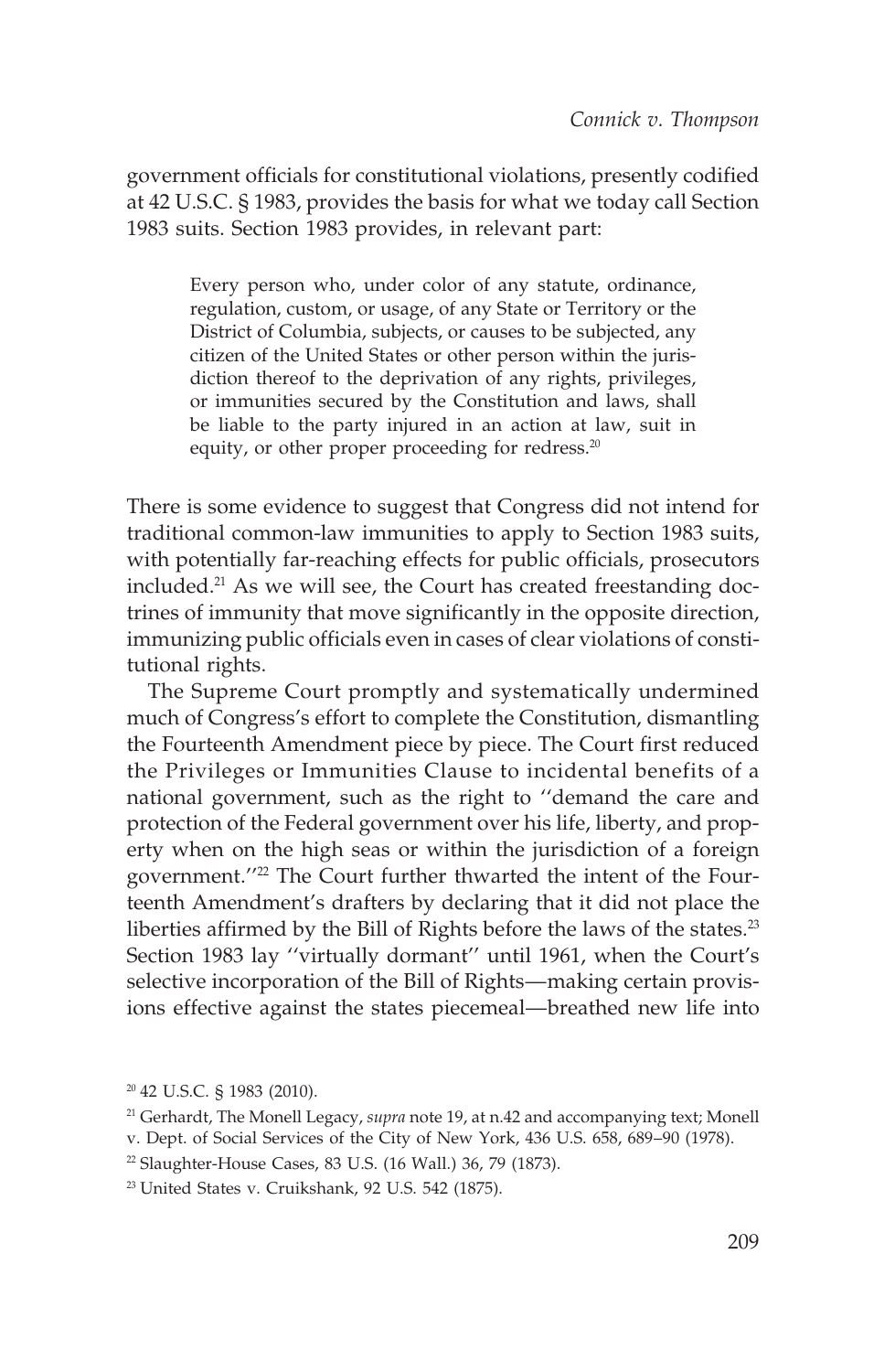government officials for constitutional violations, presently codified at 42 U.S.C. § 1983, provides the basis for what we today call Section 1983 suits. Section 1983 provides, in relevant part:

> Every person who, under color of any statute, ordinance, regulation, custom, or usage, of any State or Territory or the District of Columbia, subjects, or causes to be subjected, any citizen of the United States or other person within the jurisdiction thereof to the deprivation of any rights, privileges, or immunities secured by the Constitution and laws, shall be liable to the party injured in an action at law, suit in equity, or other proper proceeding for redress.[20]

There is some evidence to suggest that Congress did not intend for traditional common-law immunities to apply to Section 1983 suits, with potentially far-reaching effects for public officials, prosecutors included.[21] As we will see, the Court has created freestanding doctrines of immunity that move significantly in the opposite direction, immunizing public officials even in cases of clear violations of constitutional rights.

The Supreme Court promptly and systematically undermined much of Congress's effort to complete the Constitution, dismantling the Fourteenth Amendment piece by piece. The Court first reduced the Privileges or Immunities Clause to incidental benefits of a national government, such as the right to ''demand the care and protection of the Federal government over his life, liberty, and property when on the high seas or within the jurisdiction of a foreign government.''[22] The Court further thwarted the intent of the Fourteenth Amendment's drafters by declaring that it did not place the liberties affirmed by the Bill of Rights before the laws of the states.[23] Section 1983 lay ''virtually dormant'' until 1961, when the Court's selective incorporation of the Bill of Rights—making certain provisions effective against the states piecemeal—breathed new life into

[20] 42 U.S.C. § 1983 (2010).

[21] Gerhardt, The Monell Legacy, *supra* note 19, at n.42 and accompanying text; Monell v. Dept. of Social Services of the City of New York, 436 U.S. 658, 689–90 (1978).

[22] Slaughter-House Cases, 83 U.S. (16 Wall.) 36, 79 (1873).

[23] United States v. Cruikshank, 92 U.S. 542 (1875).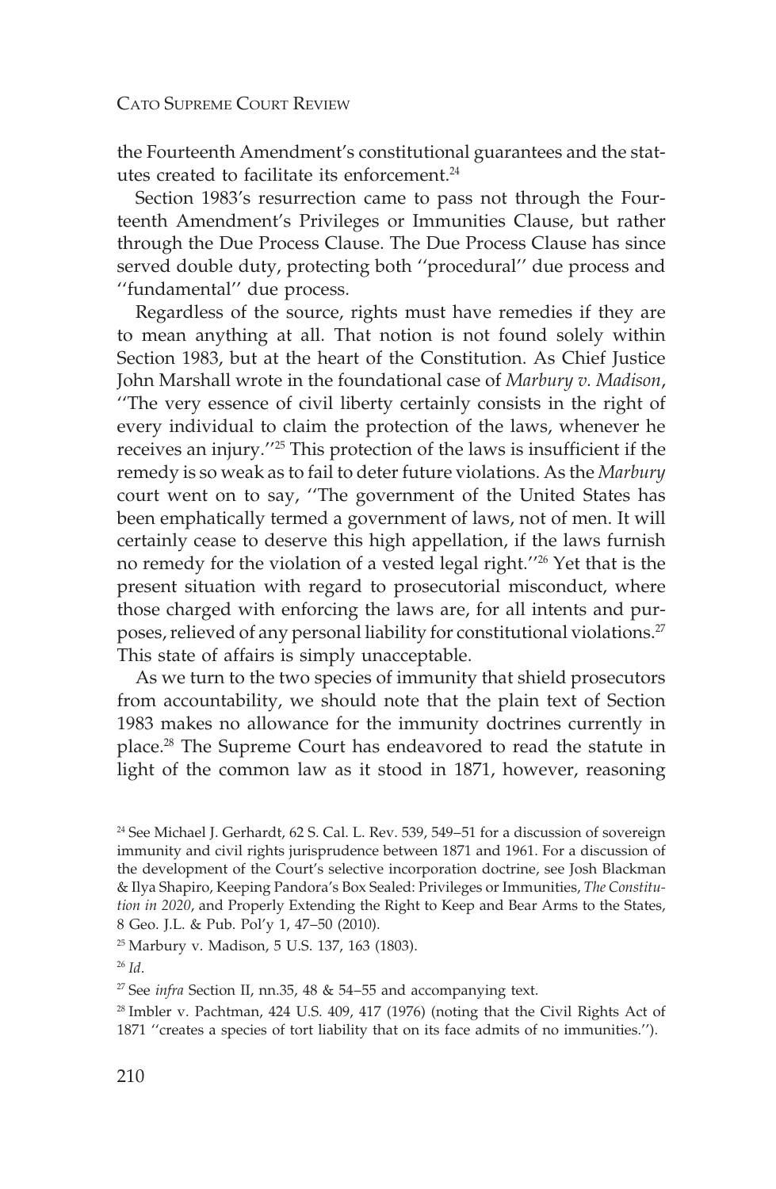the Fourteenth Amendment's constitutional guarantees and the statutes created to facilitate its enforcement.[24]

Section 1983's resurrection came to pass not through the Fourteenth Amendment's Privileges or Immunities Clause, but rather through the Due Process Clause. The Due Process Clause has since served double duty, protecting both ''procedural'' due process and ''fundamental'' due process.

Regardless of the source, rights must have remedies if they are to mean anything at all. That notion is not found solely within Section 1983, but at the heart of the Constitution. As Chief Justice John Marshall wrote in the foundational case of *Marbury v. Madison*, ''The very essence of civil liberty certainly consists in the right of every individual to claim the protection of the laws, whenever he receives an injury.''[25] This protection of the laws is insufficient if the remedy is so weak as to fail to deter future violations. As the *Marbury* court went on to say, ''The government of the United States has been emphatically termed a government of laws, not of men. It will certainly cease to deserve this high appellation, if the laws furnish no remedy for the violation of a vested legal right.''[26] Yet that is the present situation with regard to prosecutorial misconduct, where those charged with enforcing the laws are, for all intents and purposes, relieved of any personal liability for constitutional violations.[27] This state of affairs is simply unacceptable.

As we turn to the two species of immunity that shield prosecutors from accountability, we should note that the plain text of Section 1983 makes no allowance for the immunity doctrines currently in place.[28] The Supreme Court has endeavored to read the statute in light of the common law as it stood in 1871, however, reasoning

---

[24] See Michael J. Gerhardt, 62 S. Cal. L. Rev. 539, 549–51 for a discussion of sovereign immunity and civil rights jurisprudence between 1871 and 1961. For a discussion of the development of the Court's selective incorporation doctrine, see Josh Blackman & Ilya Shapiro, Keeping Pandora's Box Sealed: Privileges or Immunities, *The Constitution in 2020*, and Properly Extending the Right to Keep and Bear Arms to the States, 8 Geo. J.L. & Pub. Pol'y 1, 47–50 (2010).

[25] Marbury v. Madison, 5 U.S. 137, 163 (1803).

[26] *Id*.

[27] See *infra* Section II, nn.35, 48 & 54–55 and accompanying text.

[28] Imbler v. Pachtman, 424 U.S. 409, 417 (1976) (noting that the Civil Rights Act of 1871 ''creates a species of tort liability that on its face admits of no immunities.'').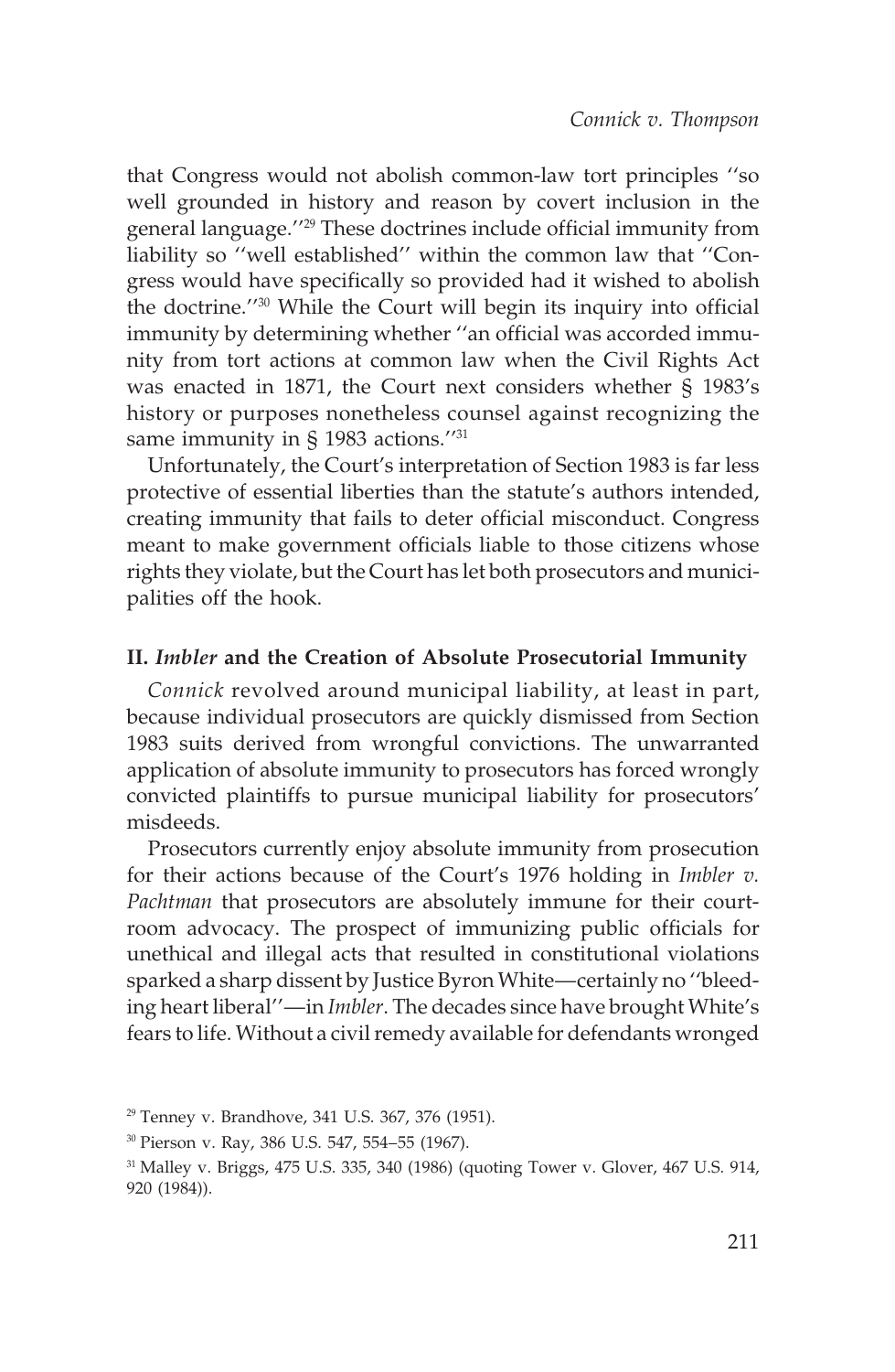that Congress would not abolish common-law tort principles "so well grounded in history and reason by covert inclusion in the general language."[29] These doctrines include official immunity from liability so "well established" within the common law that "Congress would have specifically so provided had it wished to abolish the doctrine."[30] While the Court will begin its inquiry into official immunity by determining whether "an official was accorded immunity from tort actions at common law when the Civil Rights Act was enacted in 1871, the Court next considers whether § 1983's history or purposes nonetheless counsel against recognizing the same immunity in § 1983 actions."[31]

Unfortunately, the Court's interpretation of Section 1983 is far less protective of essential liberties than the statute's authors intended, creating immunity that fails to deter official misconduct. Congress meant to make government officials liable to those citizens whose rights they violate, but the Court has let both prosecutors and municipalities off the hook.

## II. *Imbler* and the Creation of Absolute Prosecutorial Immunity

*Connick* revolved around municipal liability, at least in part, because individual prosecutors are quickly dismissed from Section 1983 suits derived from wrongful convictions. The unwarranted application of absolute immunity to prosecutors has forced wrongly convicted plaintiffs to pursue municipal liability for prosecutors' misdeeds.

Prosecutors currently enjoy absolute immunity from prosecution for their actions because of the Court's 1976 holding in *Imbler v. Pachtman* that prosecutors are absolutely immune for their courtroom advocacy. The prospect of immunizing public officials for unethical and illegal acts that resulted in constitutional violations sparked a sharp dissent by Justice Byron White—certainly no "bleeding heart liberal"—in *Imbler*. The decades since have brought White's fears to life. Without a civil remedy available for defendants wronged

[29] Tenney v. Brandhove, 341 U.S. 367, 376 (1951).

[30] Pierson v. Ray, 386 U.S. 547, 554–55 (1967).

[31] Malley v. Briggs, 475 U.S. 335, 340 (1986) (quoting Tower v. Glover, 467 U.S. 914, 920 (1984)).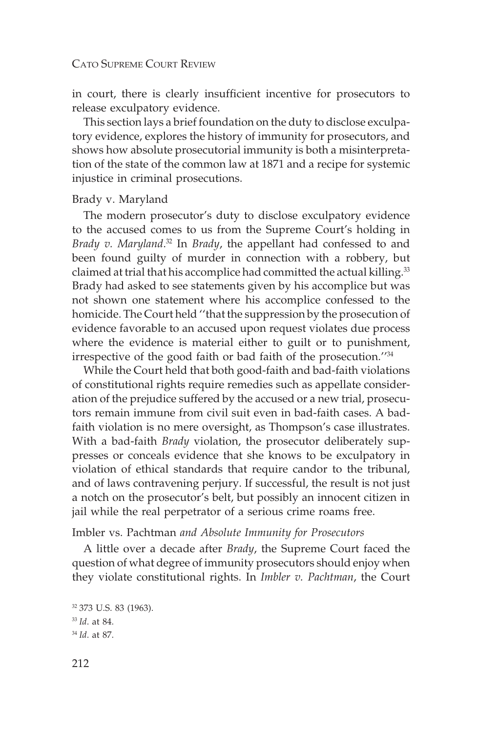in court, there is clearly insufficient incentive for prosecutors to release exculpatory evidence.

This section lays a brief foundation on the duty to disclose exculpatory evidence, explores the history of immunity for prosecutors, and shows how absolute prosecutorial immunity is both a misinterpretation of the state of the common law at 1871 and a recipe for systemic injustice in criminal prosecutions.

### Brady v. Maryland

The modern prosecutor's duty to disclose exculpatory evidence to the accused comes to us from the Supreme Court's holding in *Brady v. Maryland*.[32] In *Brady*, the appellant had confessed to and been found guilty of murder in connection with a robbery, but claimed at trial that his accomplice had committed the actual killing.[33] Brady had asked to see statements given by his accomplice but was not shown one statement where his accomplice confessed to the homicide. The Court held "that the suppression by the prosecution of evidence favorable to an accused upon request violates due process where the evidence is material either to guilt or to punishment, irrespective of the good faith or bad faith of the prosecution."[34]

While the Court held that both good-faith and bad-faith violations of constitutional rights require remedies such as appellate consideration of the prejudice suffered by the accused or a new trial, prosecutors remain immune from civil suit even in bad-faith cases. A bad-faith violation is no mere oversight, as Thompson's case illustrates. With a bad-faith *Brady* violation, the prosecutor deliberately suppresses or conceals evidence that she knows to be exculpatory in violation of ethical standards that require candor to the tribunal, and of laws contravening perjury. If successful, the result is not just a notch on the prosecutor's belt, but possibly an innocent citizen in jail while the real perpetrator of a serious crime roams free.

### Imbler vs. Pachtman *and Absolute Immunity for Prosecutors*

A little over a decade after *Brady*, the Supreme Court faced the question of what degree of immunity prosecutors should enjoy when they violate constitutional rights. In *Imbler v. Pachtman*, the Court

[32] 373 U.S. 83 (1963).

[33] *Id*. at 84.

[34] *Id*. at 87.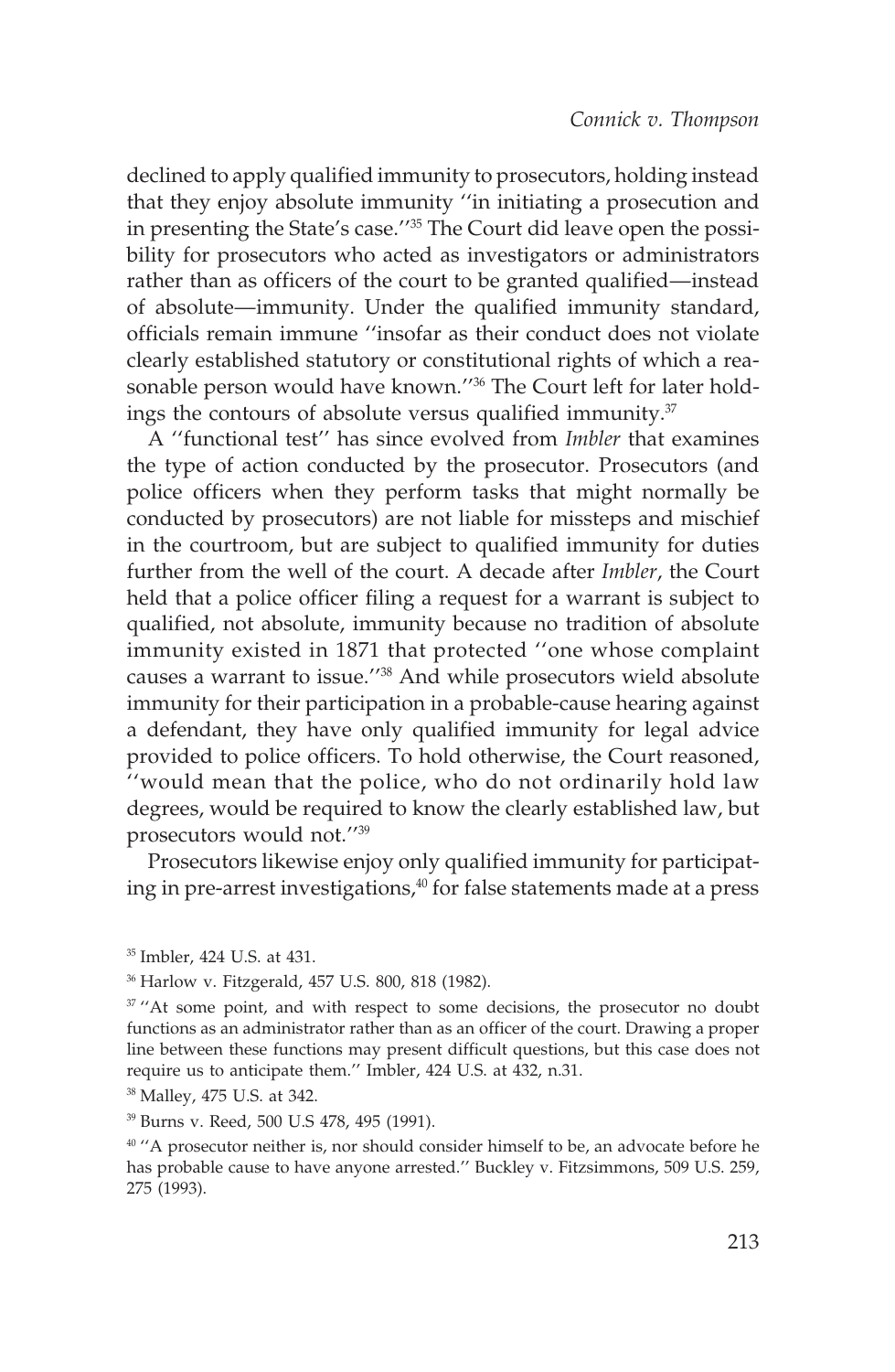declined to apply qualified immunity to prosecutors, holding instead that they enjoy absolute immunity ''in initiating a prosecution and in presenting the State's case.''[35] The Court did leave open the possibility for prosecutors who acted as investigators or administrators rather than as officers of the court to be granted qualified—instead of absolute—immunity. Under the qualified immunity standard, officials remain immune ''insofar as their conduct does not violate clearly established statutory or constitutional rights of which a reasonable person would have known.''[36] The Court left for later holdings the contours of absolute versus qualified immunity.[37]

A ''functional test'' has since evolved from *Imbler* that examines the type of action conducted by the prosecutor. Prosecutors (and police officers when they perform tasks that might normally be conducted by prosecutors) are not liable for missteps and mischief in the courtroom, but are subject to qualified immunity for duties further from the well of the court. A decade after *Imbler*, the Court held that a police officer filing a request for a warrant is subject to qualified, not absolute, immunity because no tradition of absolute immunity existed in 1871 that protected ''one whose complaint causes a warrant to issue.''[38] And while prosecutors wield absolute immunity for their participation in a probable-cause hearing against a defendant, they have only qualified immunity for legal advice provided to police officers. To hold otherwise, the Court reasoned, ''would mean that the police, who do not ordinarily hold law degrees, would be required to know the clearly established law, but prosecutors would not.''[39]

Prosecutors likewise enjoy only qualified immunity for participating in pre-arrest investigations,[40] for false statements made at a press

---

[35] Imbler, 424 U.S. at 431.

[36] Harlow v. Fitzgerald, 457 U.S. 800, 818 (1982).

[37] ''At some point, and with respect to some decisions, the prosecutor no doubt functions as an administrator rather than as an officer of the court. Drawing a proper line between these functions may present difficult questions, but this case does not require us to anticipate them.'' Imbler, 424 U.S. at 432, n.31.

[38] Malley, 475 U.S. at 342.

[39] Burns v. Reed, 500 U.S 478, 495 (1991).

[40] ''A prosecutor neither is, nor should consider himself to be, an advocate before he has probable cause to have anyone arrested.'' Buckley v. Fitzsimmons, 509 U.S. 259, 275 (1993).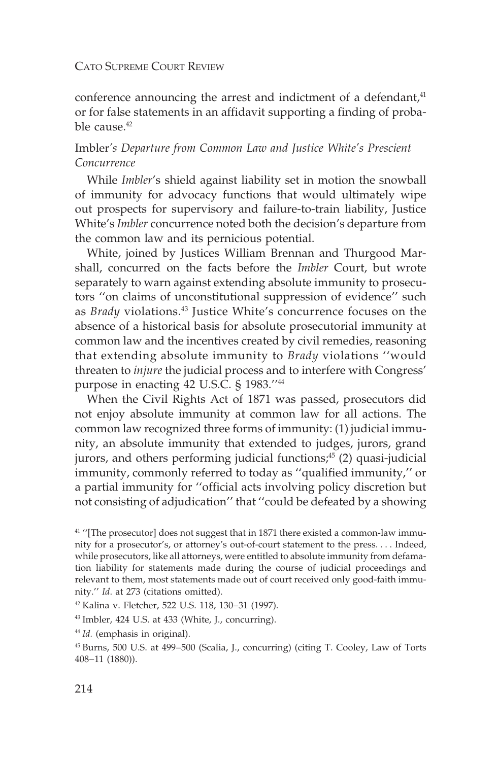conference announcing the arrest and indictment of a defendant,[41] or for false statements in an affidavit supporting a finding of probable cause.[42]

### *Imbler's Departure from Common Law and Justice White's Prescient Concurrence*

While *Imbler*'s shield against liability set in motion the snowball of immunity for advocacy functions that would ultimately wipe out prospects for supervisory and failure-to-train liability, Justice White's *Imbler* concurrence noted both the decision's departure from the common law and its pernicious potential.

White, joined by Justices William Brennan and Thurgood Marshall, concurred on the facts before the *Imbler* Court, but wrote separately to warn against extending absolute immunity to prosecutors ''on claims of unconstitutional suppression of evidence'' such as *Brady* violations.[43] Justice White's concurrence focuses on the absence of a historical basis for absolute prosecutorial immunity at common law and the incentives created by civil remedies, reasoning that extending absolute immunity to *Brady* violations ''would threaten to *injure* the judicial process and to interfere with Congress' purpose in enacting 42 U.S.C. § 1983.''[44]

When the Civil Rights Act of 1871 was passed, prosecutors did not enjoy absolute immunity at common law for all actions. The common law recognized three forms of immunity: (1) judicial immunity, an absolute immunity that extended to judges, jurors, grand jurors, and others performing judicial functions;[45] (2) quasi-judicial immunity, commonly referred to today as ''qualified immunity,'' or a partial immunity for ''official acts involving policy discretion but not consisting of adjudication'' that ''could be defeated by a showing

---

[41] ''[The prosecutor] does not suggest that in 1871 there existed a common-law immunity for a prosecutor's, or attorney's out-of-court statement to the press. . . . Indeed, while prosecutors, like all attorneys, were entitled to absolute immunity from defamation liability for statements made during the course of judicial proceedings and relevant to them, most statements made out of court received only good-faith immunity.'' *Id*. at 273 (citations omitted).

[42] Kalina v. Fletcher, 522 U.S. 118, 130–31 (1997).

[43] Imbler, 424 U.S. at 433 (White, J., concurring).

[44] *Id.* (emphasis in original).

[45] Burns, 500 U.S. at 499–500 (Scalia, J., concurring) (citing T. Cooley, Law of Torts 408–11 (1880)).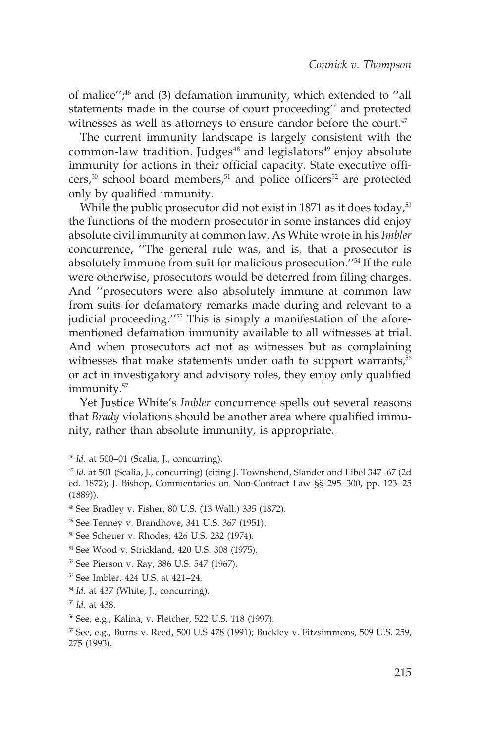of malice'';[46] and (3) defamation immunity, which extended to ''all statements made in the course of court proceeding'' and protected witnesses as well as attorneys to ensure candor before the court.[47]

The current immunity landscape is largely consistent with the common-law tradition. Judges[48] and legislators[49] enjoy absolute immunity for actions in their official capacity. State executive officers,[50] school board members,[51] and police officers[52] are protected only by qualified immunity.

While the public prosecutor did not exist in 1871 as it does today,[53] the functions of the modern prosecutor in some instances did enjoy absolute civil immunity at common law. As White wrote in his *Imbler* concurrence, ''The general rule was, and is, that a prosecutor is absolutely immune from suit for malicious prosecution.''[54] If the rule were otherwise, prosecutors would be deterred from filing charges. And ''prosecutors were also absolutely immune at common law from suits for defamatory remarks made during and relevant to a judicial proceeding.''[55] This is simply a manifestation of the aforementioned defamation immunity available to all witnesses at trial. And when prosecutors act not as witnesses but as complaining witnesses that make statements under oath to support warrants,[56] or act in investigatory and advisory roles, they enjoy only qualified immunity.[57]

Yet Justice White's *Imbler* concurrence spells out several reasons that *Brady* violations should be another area where qualified immunity, rather than absolute immunity, is appropriate.

[46] *Id*. at 500–01 (Scalia, J., concurring).

[47] *Id.* at 501 (Scalia, J., concurring) (citing J. Townshend, Slander and Libel 347–67 (2d ed. 1872); J. Bishop, Commentaries on Non-Contract Law §§ 295–300, pp. 123–25 (1889)).

[48] See Bradley v. Fisher, 80 U.S. (13 Wall.) 335 (1872).

[49] See Tenney v. Brandhove, 341 U.S. 367 (1951).

[50] See Scheuer v. Rhodes, 426 U.S. 232 (1974).

[51] See Wood v. Strickland, 420 U.S. 308 (1975).

[52] See Pierson v. Ray, 386 U.S. 547 (1967).

[53] See Imbler, 424 U.S. at 421–24.

[54] *Id*. at 437 (White, J., concurring).

[55] *Id*. at 438.

[56] See, e.g., Kalina, v. Fletcher, 522 U.S. 118 (1997).

[57] See, e.g., Burns v. Reed, 500 U.S 478 (1991); Buckley v. Fitzsimmons, 509 U.S. 259, 275 (1993).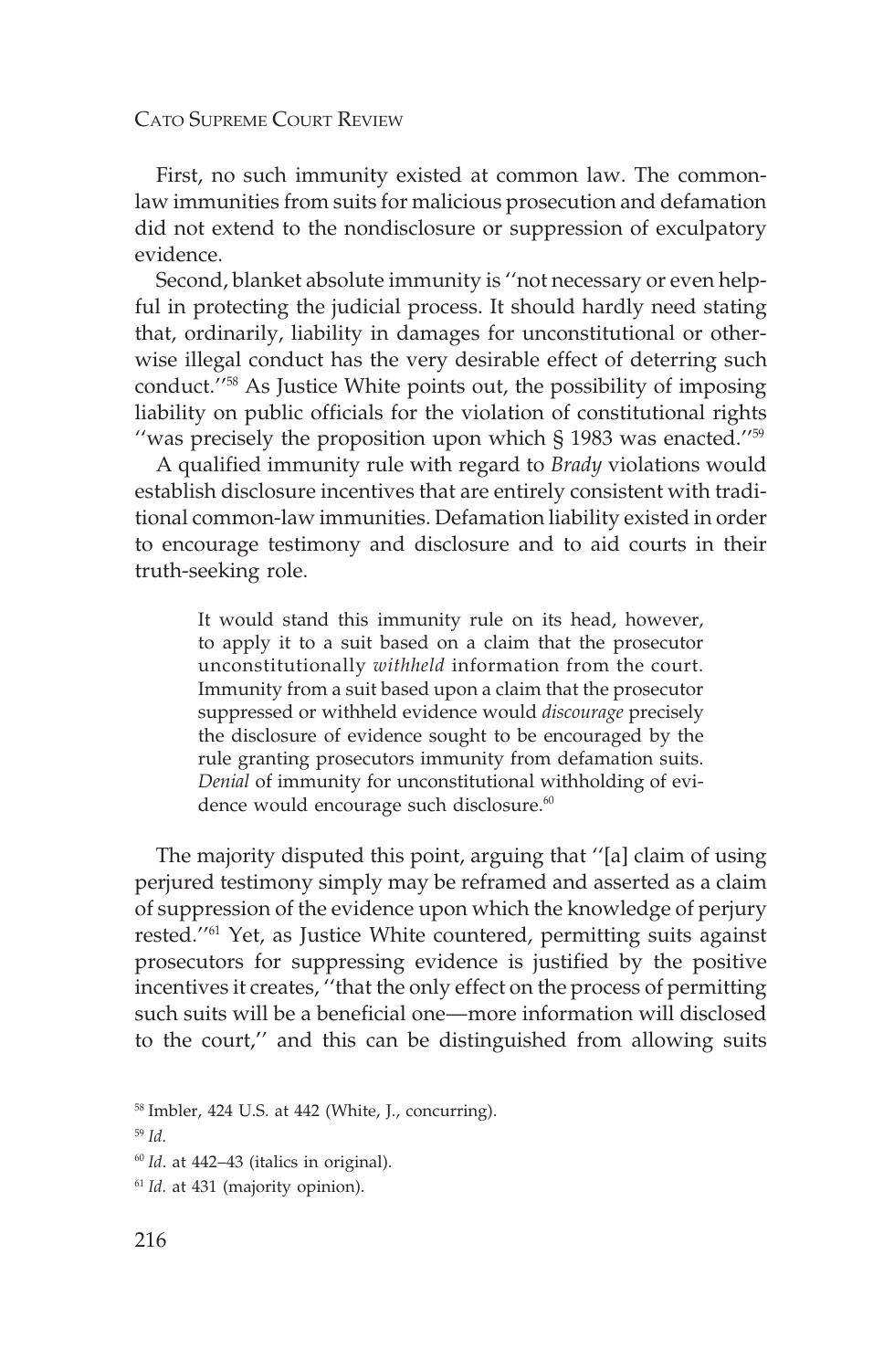First, no such immunity existed at common law. The common-law immunities from suits for malicious prosecution and defamation did not extend to the nondisclosure or suppression of exculpatory evidence.

Second, blanket absolute immunity is ''not necessary or even helpful in protecting the judicial process. It should hardly need stating that, ordinarily, liability in damages for unconstitutional or otherwise illegal conduct has the very desirable effect of deterring such conduct.''[58] As Justice White points out, the possibility of imposing liability on public officials for the violation of constitutional rights ''was precisely the proposition upon which § 1983 was enacted.''[59]

A qualified immunity rule with regard to *Brady* violations would establish disclosure incentives that are entirely consistent with traditional common-law immunities. Defamation liability existed in order to encourage testimony and disclosure and to aid courts in their truth-seeking role.

> It would stand this immunity rule on its head, however, to apply it to a suit based on a claim that the prosecutor unconstitutionally *withheld* information from the court. Immunity from a suit based upon a claim that the prosecutor suppressed or withheld evidence would *discourage* precisely the disclosure of evidence sought to be encouraged by the rule granting prosecutors immunity from defamation suits. *Denial* of immunity for unconstitutional withholding of evidence would encourage such disclosure.[60]

The majority disputed this point, arguing that ''[a] claim of using perjured testimony simply may be reframed and asserted as a claim of suppression of the evidence upon which the knowledge of perjury rested.''[61] Yet, as Justice White countered, permitting suits against prosecutors for suppressing evidence is justified by the positive incentives it creates, ''that the only effect on the process of permitting such suits will be a beneficial one—more information will disclosed to the court,'' and this can be distinguished from allowing suits

---

[58] Imbler, 424 U.S. at 442 (White, J., concurring).

[59] *Id.*

[60] *Id*. at 442–43 (italics in original).

[61] *Id.* at 431 (majority opinion).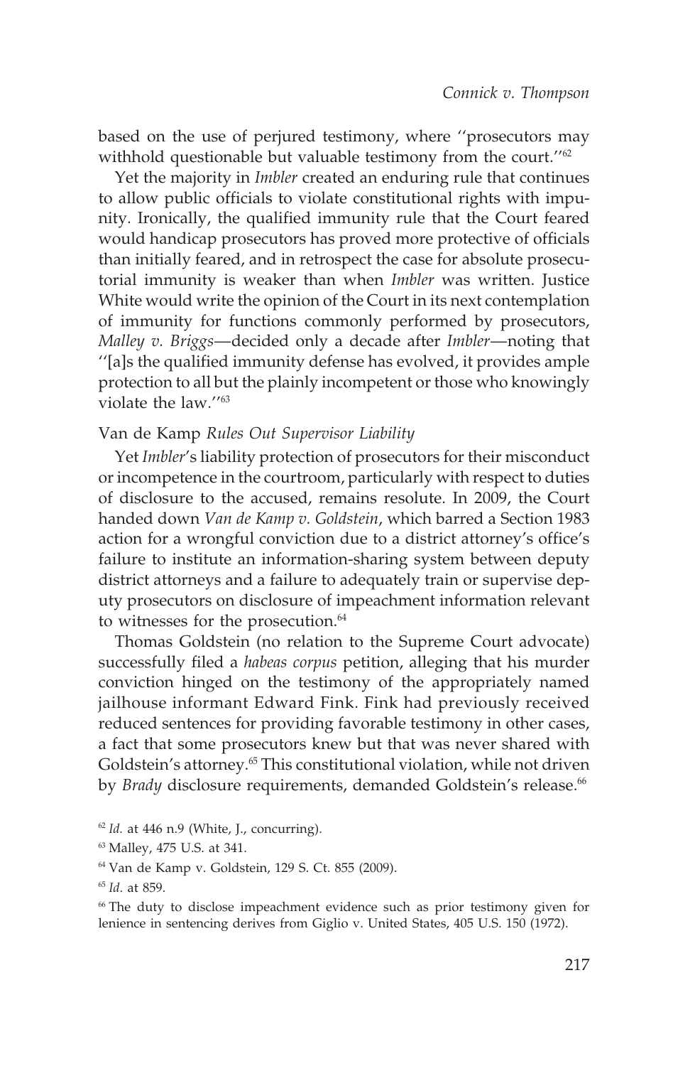based on the use of perjured testimony, where ''prosecutors may withhold questionable but valuable testimony from the court.''[62]

Yet the majority in *Imbler* created an enduring rule that continues to allow public officials to violate constitutional rights with impunity. Ironically, the qualified immunity rule that the Court feared would handicap prosecutors has proved more protective of officials than initially feared, and in retrospect the case for absolute prosecutorial immunity is weaker than when *Imbler* was written. Justice White would write the opinion of the Court in its next contemplation of immunity for functions commonly performed by prosecutors, *Malley v. Briggs*—decided only a decade after *Imbler*—noting that ''[a]s the qualified immunity defense has evolved, it provides ample protection to all but the plainly incompetent or those who knowingly violate the law.''[63]

### Van de Kamp *Rules Out Supervisor Liability*

Yet *Imbler*'s liability protection of prosecutors for their misconduct or incompetence in the courtroom, particularly with respect to duties of disclosure to the accused, remains resolute. In 2009, the Court handed down *Van de Kamp v. Goldstein*, which barred a Section 1983 action for a wrongful conviction due to a district attorney's office's failure to institute an information-sharing system between deputy district attorneys and a failure to adequately train or supervise deputy prosecutors on disclosure of impeachment information relevant to witnesses for the prosecution.[64]

Thomas Goldstein (no relation to the Supreme Court advocate) successfully filed a *habeas corpus* petition, alleging that his murder conviction hinged on the testimony of the appropriately named jailhouse informant Edward Fink. Fink had previously received reduced sentences for providing favorable testimony in other cases, a fact that some prosecutors knew but that was never shared with Goldstein's attorney.[65] This constitutional violation, while not driven by *Brady* disclosure requirements, demanded Goldstein's release.[66]

---

[62] *Id.* at 446 n.9 (White, J., concurring).

[63] Malley, 475 U.S. at 341.

[64] Van de Kamp v. Goldstein, 129 S. Ct. 855 (2009).

[65] *Id.* at 859.

[66] The duty to disclose impeachment evidence such as prior testimony given for lenience in sentencing derives from Giglio v. United States, 405 U.S. 150 (1972).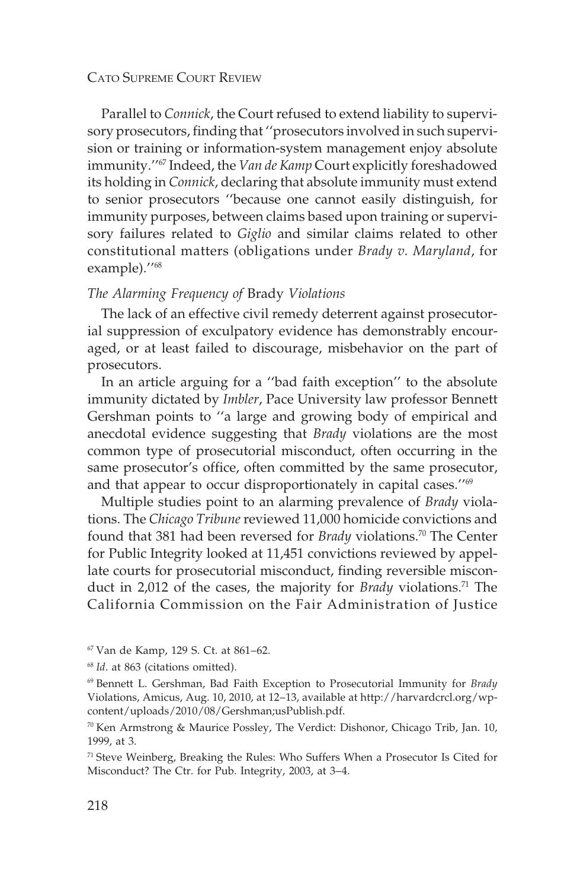Parallel to *Connick*, the Court refused to extend liability to supervisory prosecutors, finding that ''prosecutors involved in such supervision or training or information-system management enjoy absolute immunity.''[67] Indeed, the *Van de Kamp* Court explicitly foreshadowed its holding in *Connick*, declaring that absolute immunity must extend to senior prosecutors ''because one cannot easily distinguish, for immunity purposes, between claims based upon training or supervisory failures related to *Giglio* and similar claims related to other constitutional matters (obligations under *Brady v. Maryland*, for example).''[68]

### *The Alarming Frequency of* Brady *Violations*

The lack of an effective civil remedy deterrent against prosecutorial suppression of exculpatory evidence has demonstrably encouraged, or at least failed to discourage, misbehavior on the part of prosecutors.

In an article arguing for a ''bad faith exception'' to the absolute immunity dictated by *Imbler*, Pace University law professor Bennett Gershman points to ''a large and growing body of empirical and anecdotal evidence suggesting that *Brady* violations are the most common type of prosecutorial misconduct, often occurring in the same prosecutor's office, often committed by the same prosecutor, and that appear to occur disproportionately in capital cases.''[69]

Multiple studies point to an alarming prevalence of *Brady* violations. The *Chicago Tribune* reviewed 11,000 homicide convictions and found that 381 had been reversed for *Brady* violations.[70] The Center for Public Integrity looked at 11,451 convictions reviewed by appellate courts for prosecutorial misconduct, finding reversible misconduct in 2,012 of the cases, the majority for *Brady* violations.[71] The California Commission on the Fair Administration of Justice

---

[67] Van de Kamp, 129 S. Ct. at 861–62.

[68] *Id*. at 863 (citations omitted).

[69] Bennett L. Gershman, Bad Faith Exception to Prosecutorial Immunity for *Brady* Violations, Amicus, Aug. 10, 2010, at 12–13, available at http://harvardcrcl.org/wp-content/uploads/2010/08/Gershman;usPublish.pdf.

[70] Ken Armstrong & Maurice Possley, The Verdict: Dishonor, Chicago Trib, Jan. 10, 1999, at 3.

[71] Steve Weinberg, Breaking the Rules: Who Suffers When a Prosecutor Is Cited for Misconduct? The Ctr. for Pub. Integrity, 2003, at 3–4.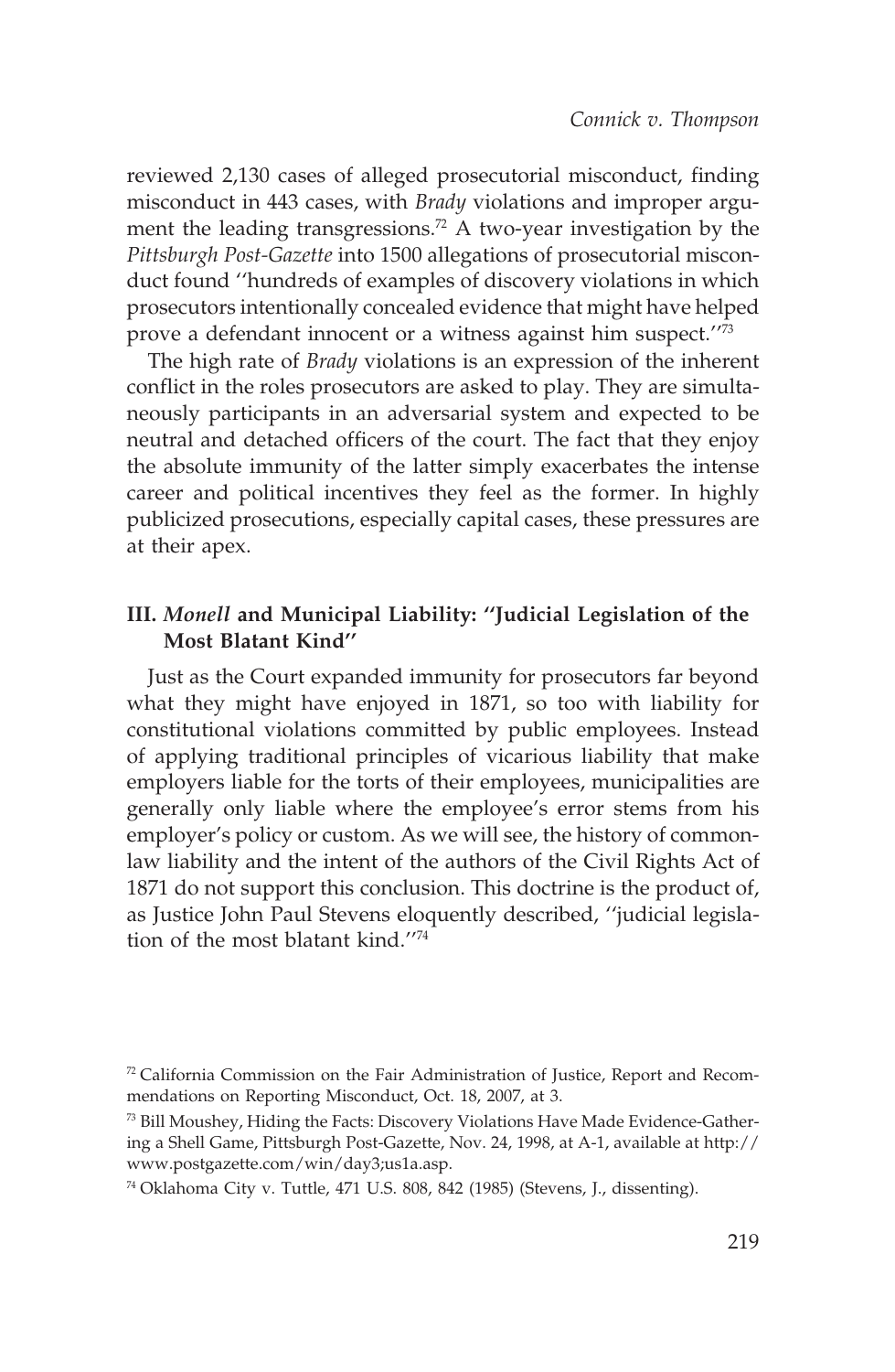reviewed 2,130 cases of alleged prosecutorial misconduct, finding misconduct in 443 cases, with *Brady* violations and improper argument the leading transgressions.[72] A two-year investigation by the *Pittsburgh Post-Gazette* into 1500 allegations of prosecutorial misconduct found ''hundreds of examples of discovery violations in which prosecutors intentionally concealed evidence that might have helped prove a defendant innocent or a witness against him suspect.''[73]

The high rate of *Brady* violations is an expression of the inherent conflict in the roles prosecutors are asked to play. They are simultaneously participants in an adversarial system and expected to be neutral and detached officers of the court. The fact that they enjoy the absolute immunity of the latter simply exacerbates the intense career and political incentives they feel as the former. In highly publicized prosecutions, especially capital cases, these pressures are at their apex.

## III. *Monell* and Municipal Liability: ''Judicial Legislation of the Most Blatant Kind''

Just as the Court expanded immunity for prosecutors far beyond what they might have enjoyed in 1871, so too with liability for constitutional violations committed by public employees. Instead of applying traditional principles of vicarious liability that make employers liable for the torts of their employees, municipalities are generally only liable where the employee's error stems from his employer's policy or custom. As we will see, the history of common-law liability and the intent of the authors of the Civil Rights Act of 1871 do not support this conclusion. This doctrine is the product of, as Justice John Paul Stevens eloquently described, ''judicial legislation of the most blatant kind.''[74]

---

[72] California Commission on the Fair Administration of Justice, Report and Recommendations on Reporting Misconduct, Oct. 18, 2007, at 3.

[73] Bill Moushey, Hiding the Facts: Discovery Violations Have Made Evidence-Gathering a Shell Game, Pittsburgh Post-Gazette, Nov. 24, 1998, at A-1, available at http://www.postgazette.com/win/day3;us1a.asp.

[74] Oklahoma City v. Tuttle, 471 U.S. 808, 842 (1985) (Stevens, J., dissenting).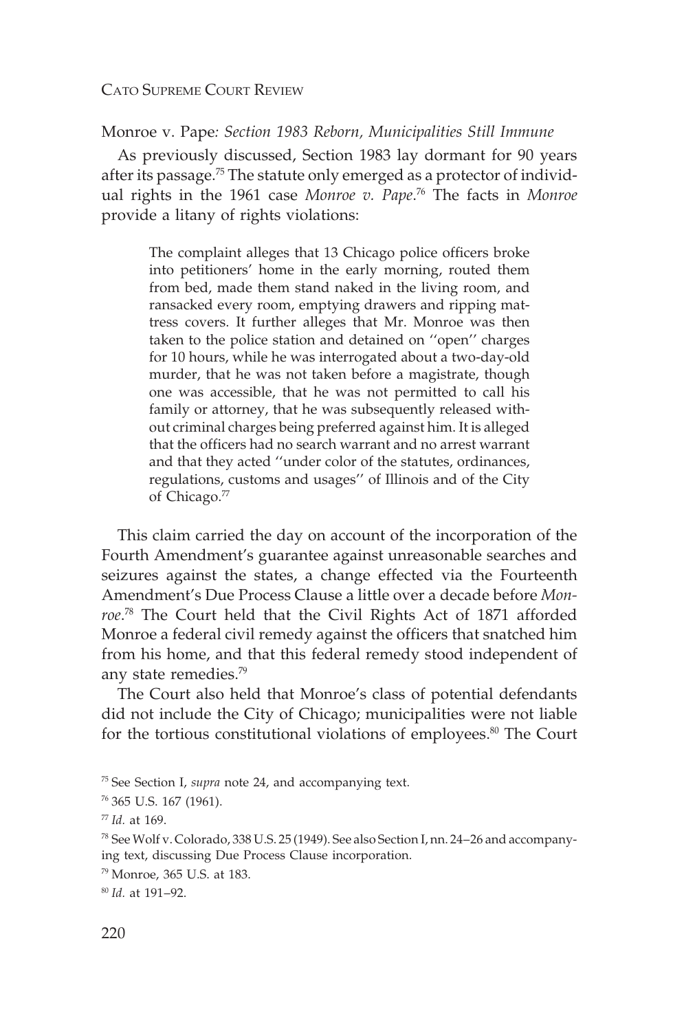### *Monroe v. Pape: Section 1983 Reborn, Municipalities Still Immune*

As previously discussed, Section 1983 lay dormant for 90 years after its passage.[75] The statute only emerged as a protector of individual rights in the 1961 case *Monroe v. Pape*.[76] The facts in *Monroe* provide a litany of rights violations:

> The complaint alleges that 13 Chicago police officers broke into petitioners' home in the early morning, routed them from bed, made them stand naked in the living room, and ransacked every room, emptying drawers and ripping mattress covers. It further alleges that Mr. Monroe was then taken to the police station and detained on ''open'' charges for 10 hours, while he was interrogated about a two-day-old murder, that he was not taken before a magistrate, though one was accessible, that he was not permitted to call his family or attorney, that he was subsequently released without criminal charges being preferred against him. It is alleged that the officers had no search warrant and no arrest warrant and that they acted ''under color of the statutes, ordinances, regulations, customs and usages'' of Illinois and of the City of Chicago.[77]

This claim carried the day on account of the incorporation of the Fourth Amendment's guarantee against unreasonable searches and seizures against the states, a change effected via the Fourteenth Amendment's Due Process Clause a little over a decade before *Monroe*.[78] The Court held that the Civil Rights Act of 1871 afforded Monroe a federal civil remedy against the officers that snatched him from his home, and that this federal remedy stood independent of any state remedies.[79]

The Court also held that Monroe's class of potential defendants did not include the City of Chicago; municipalities were not liable for the tortious constitutional violations of employees.[80] The Court

---

[75] See Section I, *supra* note 24, and accompanying text.

[76] 365 U.S. 167 (1961).

[77] *Id.* at 169.

[78] See Wolf v. Colorado, 338 U.S. 25 (1949). See also Section I, nn. 24–26 and accompanying text, discussing Due Process Clause incorporation.

[79] Monroe, 365 U.S. at 183.

[80] *Id.* at 191–92.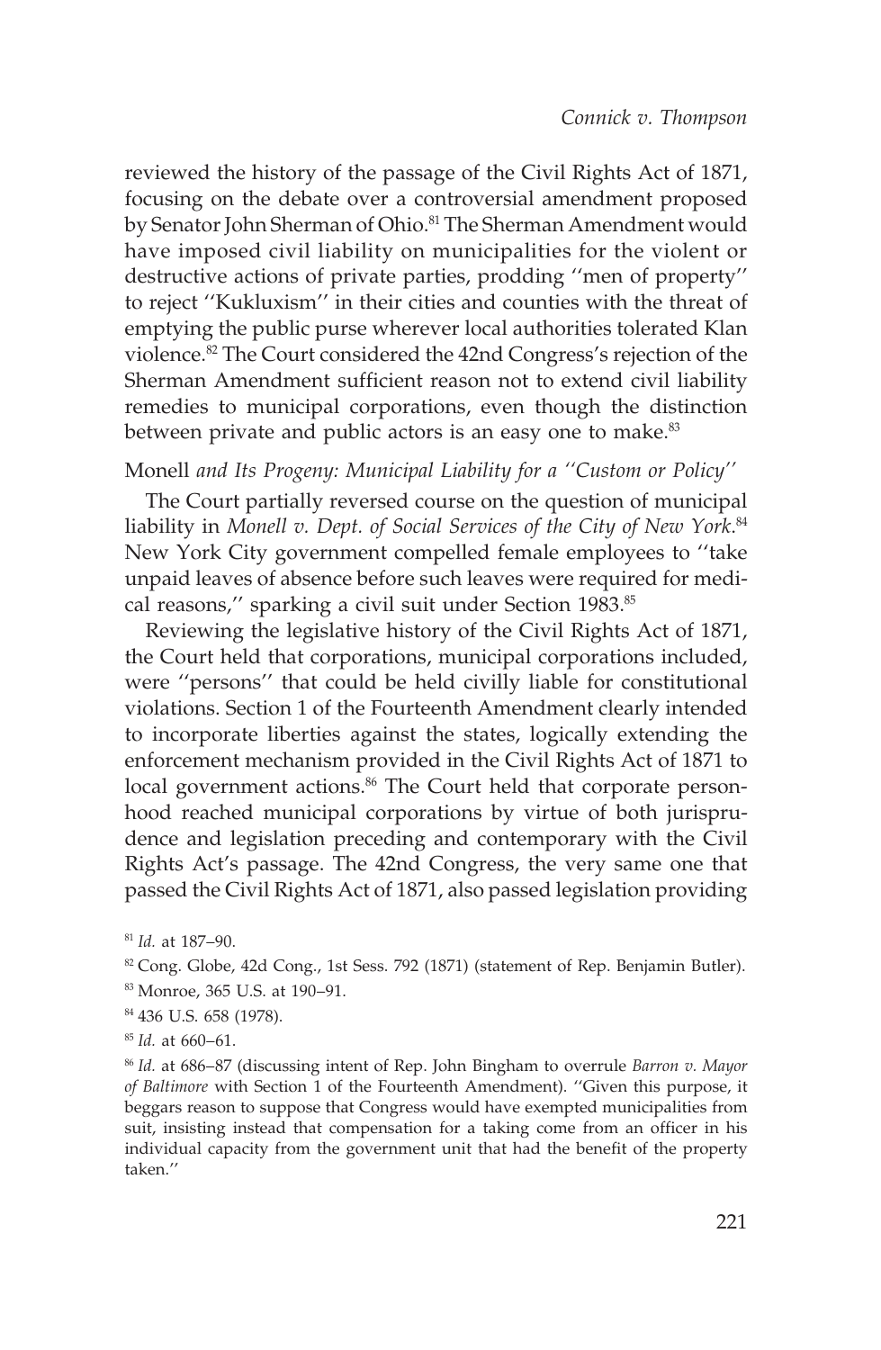reviewed the history of the passage of the Civil Rights Act of 1871, focusing on the debate over a controversial amendment proposed by Senator John Sherman of Ohio.[81] The Sherman Amendment would have imposed civil liability on municipalities for the violent or destructive actions of private parties, prodding ''men of property'' to reject ''Kukluxism'' in their cities and counties with the threat of emptying the public purse wherever local authorities tolerated Klan violence.[82] The Court considered the 42nd Congress's rejection of the Sherman Amendment sufficient reason not to extend civil liability remedies to municipal corporations, even though the distinction between private and public actors is an easy one to make.[83]

### *Monell and Its Progeny: Municipal Liability for a ''Custom or Policy''*

The Court partially reversed course on the question of municipal liability in *Monell v. Dept. of Social Services of the City of New York*.[84] New York City government compelled female employees to ''take unpaid leaves of absence before such leaves were required for medical reasons,'' sparking a civil suit under Section 1983.[85]

Reviewing the legislative history of the Civil Rights Act of 1871, the Court held that corporations, municipal corporations included, were ''persons'' that could be held civilly liable for constitutional violations. Section 1 of the Fourteenth Amendment clearly intended to incorporate liberties against the states, logically extending the enforcement mechanism provided in the Civil Rights Act of 1871 to local government actions.[86] The Court held that corporate personhood reached municipal corporations by virtue of both jurisprudence and legislation preceding and contemporary with the Civil Rights Act's passage. The 42nd Congress, the very same one that passed the Civil Rights Act of 1871, also passed legislation providing

---

[81] *Id.* at 187–90.

[82] Cong. Globe, 42d Cong., 1st Sess. 792 (1871) (statement of Rep. Benjamin Butler).

[83] Monroe, 365 U.S. at 190–91.

[84] 436 U.S. 658 (1978).

[85] *Id.* at 660–61.

[86] *Id.* at 686–87 (discussing intent of Rep. John Bingham to overrule *Barron v. Mayor of Baltimore* with Section 1 of the Fourteenth Amendment). ''Given this purpose, it beggars reason to suppose that Congress would have exempted municipalities from suit, insisting instead that compensation for a taking come from an officer in his individual capacity from the government unit that had the benefit of the property taken.''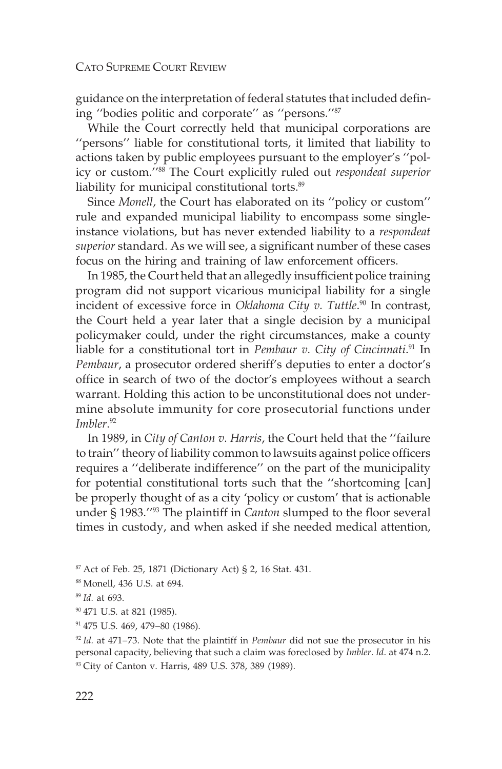guidance on the interpretation of federal statutes that included defining ''bodies politic and corporate'' as ''persons.''[87]

While the Court correctly held that municipal corporations are ''persons'' liable for constitutional torts, it limited that liability to actions taken by public employees pursuant to the employer's ''policy or custom.''[88] The Court explicitly ruled out *respondeat superior* liability for municipal constitutional torts.[89]

Since *Monell*, the Court has elaborated on its ''policy or custom'' rule and expanded municipal liability to encompass some single-instance violations, but has never extended liability to a *respondeat superior* standard. As we will see, a significant number of these cases focus on the hiring and training of law enforcement officers.

In 1985, the Court held that an allegedly insufficient police training program did not support vicarious municipal liability for a single incident of excessive force in *Oklahoma City v. Tuttle*.[90] In contrast, the Court held a year later that a single decision by a municipal policymaker could, under the right circumstances, make a county liable for a constitutional tort in *Pembaur v. City of Cincinnati*.[91] In *Pembaur*, a prosecutor ordered sheriff's deputies to enter a doctor's office in search of two of the doctor's employees without a search warrant. Holding this action to be unconstitutional does not undermine absolute immunity for core prosecutorial functions under *Imbler*.[92]

In 1989, in *City of Canton v. Harris*, the Court held that the ''failure to train'' theory of liability common to lawsuits against police officers requires a ''deliberate indifference'' on the part of the municipality for potential constitutional torts such that the ''shortcoming [can] be properly thought of as a city 'policy or custom' that is actionable under § 1983.''[93] The plaintiff in *Canton* slumped to the floor several times in custody, and when asked if she needed medical attention,

[87] Act of Feb. 25, 1871 (Dictionary Act) § 2, 16 Stat. 431.

[88] Monell, 436 U.S. at 694.

[89] *Id.* at 693.

[90] 471 U.S. at 821 (1985).

[91] 475 U.S. 469, 479–80 (1986).

[92] *Id.* at 471–73. Note that the plaintiff in *Pembaur* did not sue the prosecutor in his personal capacity, believing that such a claim was foreclosed by *Imbler*. *Id*. at 474 n.2.

[93] City of Canton v. Harris, 489 U.S. 378, 389 (1989).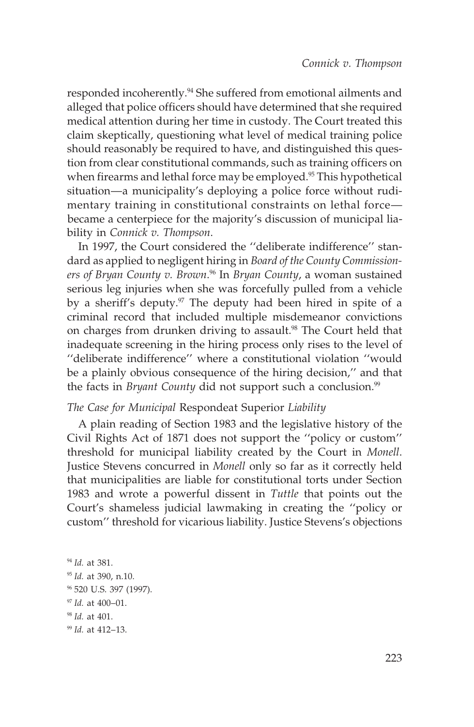responded incoherently.[94] She suffered from emotional ailments and alleged that police officers should have determined that she required medical attention during her time in custody. The Court treated this claim skeptically, questioning what level of medical training police should reasonably be required to have, and distinguished this question from clear constitutional commands, such as training officers on when firearms and lethal force may be employed.[95] This hypothetical situation—a municipality's deploying a police force without rudimentary training in constitutional constraints on lethal force—became a centerpiece for the majority's discussion of municipal liability in *Connick v. Thompson*.

In 1997, the Court considered the ''deliberate indifference'' standard as applied to negligent hiring in *Board of the County Commissioners of Bryan County v. Brown*.[96] In *Bryan County*, a woman sustained serious leg injuries when she was forcefully pulled from a vehicle by a sheriff's deputy.[97] The deputy had been hired in spite of a criminal record that included multiple misdemeanor convictions on charges from drunken driving to assault.[98] The Court held that inadequate screening in the hiring process only rises to the level of ''deliberate indifference'' where a constitutional violation ''would be a plainly obvious consequence of the hiring decision,'' and that the facts in *Bryant County* did not support such a conclusion.[99]

### *The Case for Municipal* Respondeat Superior *Liability*

A plain reading of Section 1983 and the legislative history of the Civil Rights Act of 1871 does not support the ''policy or custom'' threshold for municipal liability created by the Court in *Monell*. Justice Stevens concurred in *Monell* only so far as it correctly held that municipalities are liable for constitutional torts under Section 1983 and wrote a powerful dissent in *Tuttle* that points out the Court's shameless judicial lawmaking in creating the ''policy or custom'' threshold for vicarious liability. Justice Stevens's objections

[94] *Id.* at 381.
[95] *Id.* at 390, n.10.
[96] 520 U.S. 397 (1997).
[97] *Id.* at 400–01.
[98] *Id.* at 401.
[99] *Id.* at 412–13.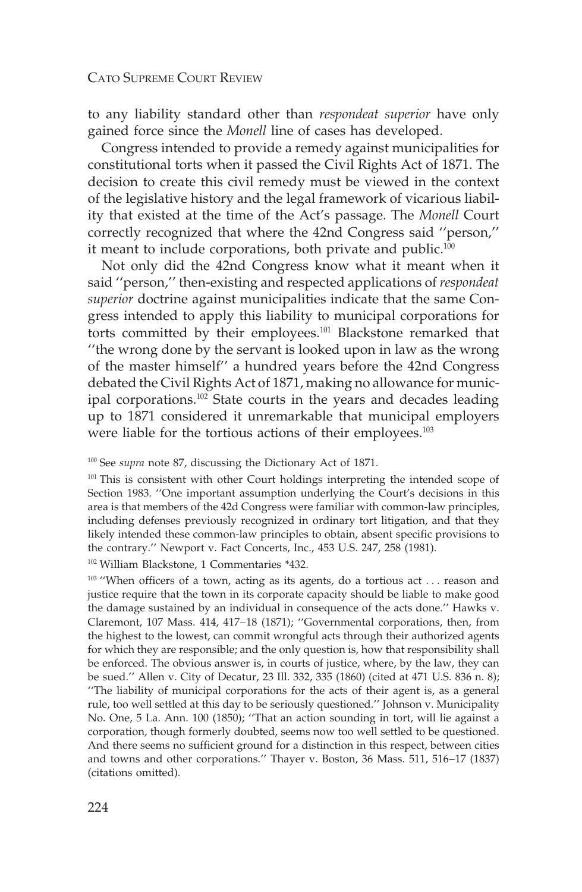to any liability standard other than *respondeat superior* have only gained force since the *Monell* line of cases has developed.

Congress intended to provide a remedy against municipalities for constitutional torts when it passed the Civil Rights Act of 1871. The decision to create this civil remedy must be viewed in the context of the legislative history and the legal framework of vicarious liability that existed at the time of the Act's passage. The *Monell* Court correctly recognized that where the 42nd Congress said ''person,'' it meant to include corporations, both private and public.[100]

Not only did the 42nd Congress know what it meant when it said ''person,'' then-existing and respected applications of *respondeat superior* doctrine against municipalities indicate that the same Congress intended to apply this liability to municipal corporations for torts committed by their employees.[101] Blackstone remarked that ''the wrong done by the servant is looked upon in law as the wrong of the master himself'' a hundred years before the 42nd Congress debated the Civil Rights Act of 1871, making no allowance for municipal corporations.[102] State courts in the years and decades leading up to 1871 considered it unremarkable that municipal employers were liable for the tortious actions of their employees.[103]

[100] See *supra* note 87, discussing the Dictionary Act of 1871.

[101] This is consistent with other Court holdings interpreting the intended scope of Section 1983. ''One important assumption underlying the Court's decisions in this area is that members of the 42d Congress were familiar with common-law principles, including defenses previously recognized in ordinary tort litigation, and that they likely intended these common-law principles to obtain, absent specific provisions to the contrary.'' Newport v. Fact Concerts, Inc., 453 U.S. 247, 258 (1981).

[102] William Blackstone, 1 Commentaries *432.

[103] ''When officers of a town, acting as its agents, do a tortious act . . . reason and justice require that the town in its corporate capacity should be liable to make good the damage sustained by an individual in consequence of the acts done.'' Hawks v. Claremont, 107 Mass. 414, 417–18 (1871); ''Governmental corporations, then, from the highest to the lowest, can commit wrongful acts through their authorized agents for which they are responsible; and the only question is, how that responsibility shall be enforced. The obvious answer is, in courts of justice, where, by the law, they can be sued.'' Allen v. City of Decatur, 23 Ill. 332, 335 (1860) (cited at 471 U.S. 836 n. 8); ''The liability of municipal corporations for the acts of their agent is, as a general rule, too well settled at this day to be seriously questioned.'' Johnson v. Municipality No. One, 5 La. Ann. 100 (1850); ''That an action sounding in tort, will lie against a corporation, though formerly doubted, seems now too well settled to be questioned. And there seems no sufficient ground for a distinction in this respect, between cities and towns and other corporations.'' Thayer v. Boston, 36 Mass. 511, 516–17 (1837) (citations omitted).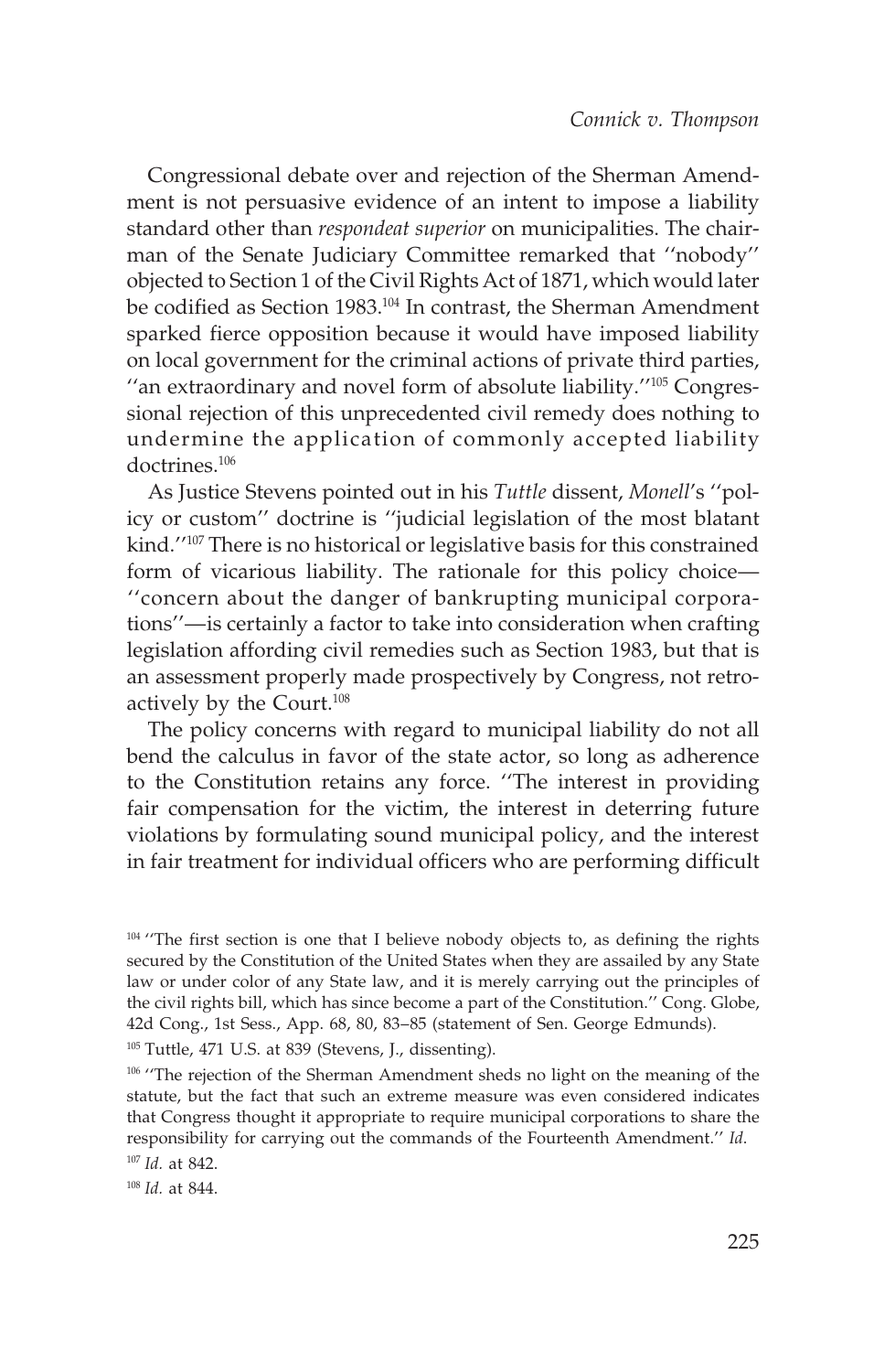Congressional debate over and rejection of the Sherman Amendment is not persuasive evidence of an intent to impose a liability standard other than *respondeat superior* on municipalities. The chairman of the Senate Judiciary Committee remarked that ''nobody'' objected to Section 1 of the Civil Rights Act of 1871, which would later be codified as Section 1983.[104] In contrast, the Sherman Amendment sparked fierce opposition because it would have imposed liability on local government for the criminal actions of private third parties, ''an extraordinary and novel form of absolute liability.''[105] Congressional rejection of this unprecedented civil remedy does nothing to undermine the application of commonly accepted liability doctrines.[106]

As Justice Stevens pointed out in his *Tuttle* dissent, *Monell*'s ''policy or custom'' doctrine is ''judicial legislation of the most blatant kind.''[107] There is no historical or legislative basis for this constrained form of vicarious liability. The rationale for this policy choice—''concern about the danger of bankrupting municipal corporations''—is certainly a factor to take into consideration when crafting legislation affording civil remedies such as Section 1983, but that is an assessment properly made prospectively by Congress, not retroactively by the Court.[108]

The policy concerns with regard to municipal liability do not all bend the calculus in favor of the state actor, so long as adherence to the Constitution retains any force. ''The interest in providing fair compensation for the victim, the interest in deterring future violations by formulating sound municipal policy, and the interest in fair treatment for individual officers who are performing difficult

[104] ''The first section is one that I believe nobody objects to, as defining the rights secured by the Constitution of the United States when they are assailed by any State law or under color of any State law, and it is merely carrying out the principles of the civil rights bill, which has since become a part of the Constitution.'' Cong. Globe, 42d Cong., 1st Sess., App. 68, 80, 83–85 (statement of Sen. George Edmunds).

[105] Tuttle, 471 U.S. at 839 (Stevens, J., dissenting).

[106] ''The rejection of the Sherman Amendment sheds no light on the meaning of the statute, but the fact that such an extreme measure was even considered indicates that Congress thought it appropriate to require municipal corporations to share the responsibility for carrying out the commands of the Fourteenth Amendment.'' *Id.*

[107] *Id.* at 842.

[108] *Id.* at 844.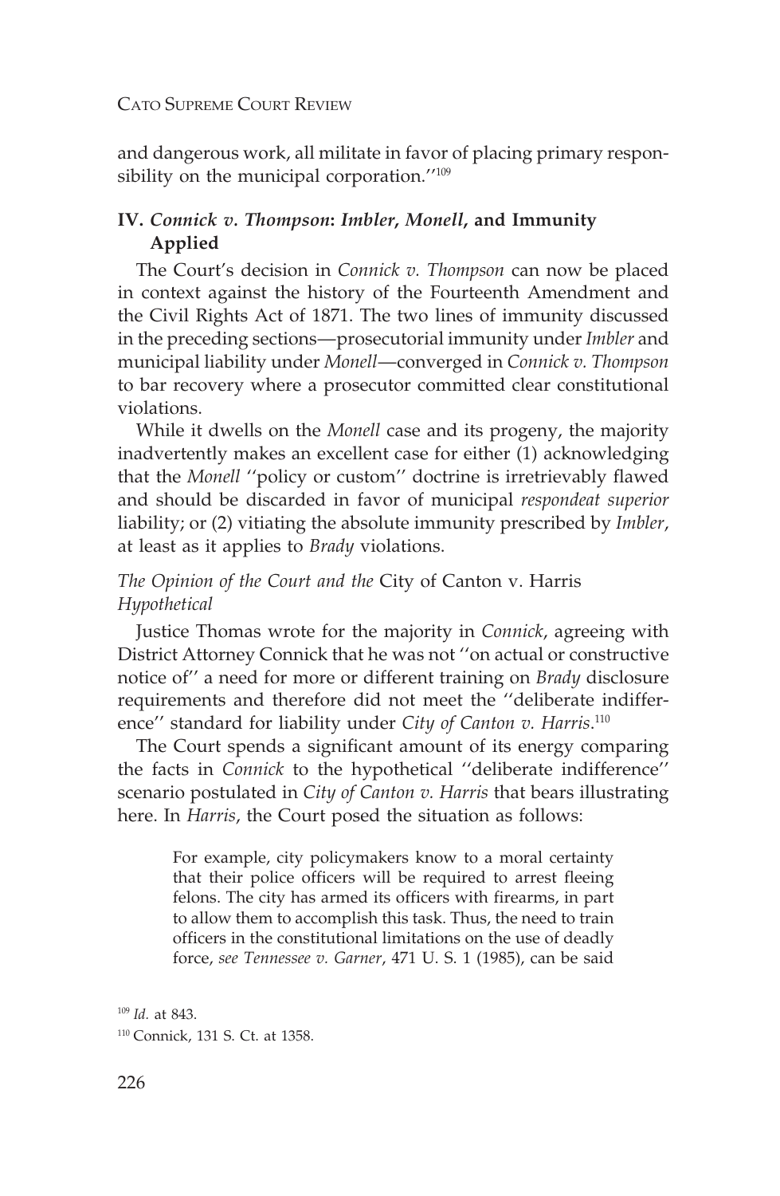and dangerous work, all militate in favor of placing primary responsibility on the municipal corporation.''[109]

## IV. *Connick v. Thompson*: *Imbler*, *Monell*, and Immunity Applied

The Court's decision in *Connick v. Thompson* can now be placed in context against the history of the Fourteenth Amendment and the Civil Rights Act of 1871. The two lines of immunity discussed in the preceding sections—prosecutorial immunity under *Imbler* and municipal liability under *Monell*—converged in *Connick v. Thompson* to bar recovery where a prosecutor committed clear constitutional violations.

While it dwells on the *Monell* case and its progeny, the majority inadvertently makes an excellent case for either (1) acknowledging that the *Monell* ''policy or custom'' doctrine is irretrievably flawed and should be discarded in favor of municipal *respondeat superior* liability; or (2) vitiating the absolute immunity prescribed by *Imbler*, at least as it applies to *Brady* violations.

### *The Opinion of the Court and the* City of Canton v. Harris *Hypothetical*

Justice Thomas wrote for the majority in *Connick*, agreeing with District Attorney Connick that he was not ''on actual or constructive notice of'' a need for more or different training on *Brady* disclosure requirements and therefore did not meet the ''deliberate indifference'' standard for liability under *City of Canton v. Harris*.[110]

The Court spends a significant amount of its energy comparing the facts in *Connick* to the hypothetical ''deliberate indifference'' scenario postulated in *City of Canton v. Harris* that bears illustrating here. In *Harris*, the Court posed the situation as follows:

> For example, city policymakers know to a moral certainty that their police officers will be required to arrest fleeing felons. The city has armed its officers with firearms, in part to allow them to accomplish this task. Thus, the need to train officers in the constitutional limitations on the use of deadly force, *see Tennessee v. Garner*, 471 U. S. 1 (1985), can be said

[109] *Id.* at 843.

[110] Connick, 131 S. Ct. at 1358.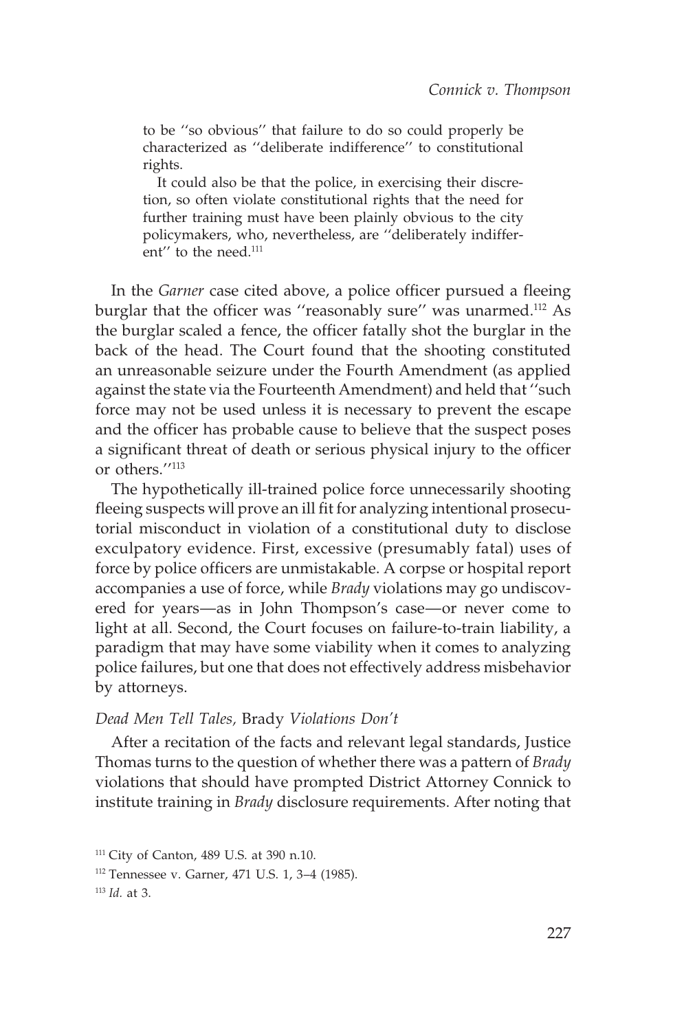> to be ''so obvious'' that failure to do so could properly be characterized as ''deliberate indifference'' to constitutional rights.
>
> It could also be that the police, in exercising their discretion, so often violate constitutional rights that the need for further training must have been plainly obvious to the city policymakers, who, nevertheless, are ''deliberately indifferent'' to the need.[111]

In the *Garner* case cited above, a police officer pursued a fleeing burglar that the officer was ''reasonably sure'' was unarmed.[112] As the burglar scaled a fence, the officer fatally shot the burglar in the back of the head. The Court found that the shooting constituted an unreasonable seizure under the Fourth Amendment (as applied against the state via the Fourteenth Amendment) and held that ''such force may not be used unless it is necessary to prevent the escape and the officer has probable cause to believe that the suspect poses a significant threat of death or serious physical injury to the officer or others.''[113]

The hypothetically ill-trained police force unnecessarily shooting fleeing suspects will prove an ill fit for analyzing intentional prosecutorial misconduct in violation of a constitutional duty to disclose exculpatory evidence. First, excessive (presumably fatal) uses of force by police officers are unmistakable. A corpse or hospital report accompanies a use of force, while *Brady* violations may go undiscovered for years—as in John Thompson's case—or never come to light at all. Second, the Court focuses on failure-to-train liability, a paradigm that may have some viability when it comes to analyzing police failures, but one that does not effectively address misbehavior by attorneys.

### *Dead Men Tell Tales,* Brady *Violations Don't*

After a recitation of the facts and relevant legal standards, Justice Thomas turns to the question of whether there was a pattern of *Brady* violations that should have prompted District Attorney Connick to institute training in *Brady* disclosure requirements. After noting that

---

[111] City of Canton, 489 U.S. at 390 n.10.

[112] Tennessee v. Garner, 471 U.S. 1, 3–4 (1985).

[113] *Id.* at 3.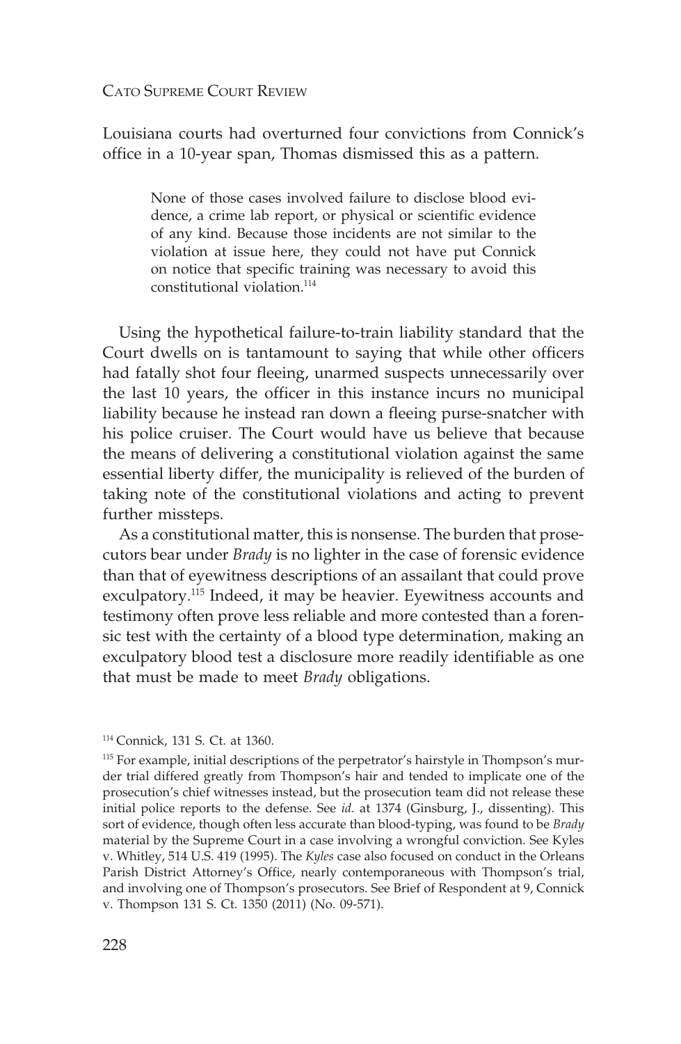Louisiana courts had overturned four convictions from Connick's office in a 10-year span, Thomas dismissed this as a pattern.

> None of those cases involved failure to disclose blood evidence, a crime lab report, or physical or scientific evidence of any kind. Because those incidents are not similar to the violation at issue here, they could not have put Connick on notice that specific training was necessary to avoid this constitutional violation.[114]

Using the hypothetical failure-to-train liability standard that the Court dwells on is tantamount to saying that while other officers had fatally shot four fleeing, unarmed suspects unnecessarily over the last 10 years, the officer in this instance incurs no municipal liability because he instead ran down a fleeing purse-snatcher with his police cruiser. The Court would have us believe that because the means of delivering a constitutional violation against the same essential liberty differ, the municipality is relieved of the burden of taking note of the constitutional violations and acting to prevent further missteps.

As a constitutional matter, this is nonsense. The burden that prosecutors bear under *Brady* is no lighter in the case of forensic evidence than that of eyewitness descriptions of an assailant that could prove exculpatory.[115] Indeed, it may be heavier. Eyewitness accounts and testimony often prove less reliable and more contested than a forensic test with the certainty of a blood type determination, making an exculpatory blood test a disclosure more readily identifiable as one that must be made to meet *Brady* obligations.

---

[114] Connick, 131 S. Ct. at 1360.

[115] For example, initial descriptions of the perpetrator's hairstyle in Thompson's murder trial differed greatly from Thompson's hair and tended to implicate one of the prosecution's chief witnesses instead, but the prosecution team did not release these initial police reports to the defense. See *id.* at 1374 (Ginsburg, J., dissenting). This sort of evidence, though often less accurate than blood-typing, was found to be *Brady* material by the Supreme Court in a case involving a wrongful conviction. See Kyles v. Whitley, 514 U.S. 419 (1995). The *Kyles* case also focused on conduct in the Orleans Parish District Attorney's Office, nearly contemporaneous with Thompson's trial, and involving one of Thompson's prosecutors. See Brief of Respondent at 9, Connick v. Thompson 131 S. Ct. 1350 (2011) (No. 09-571).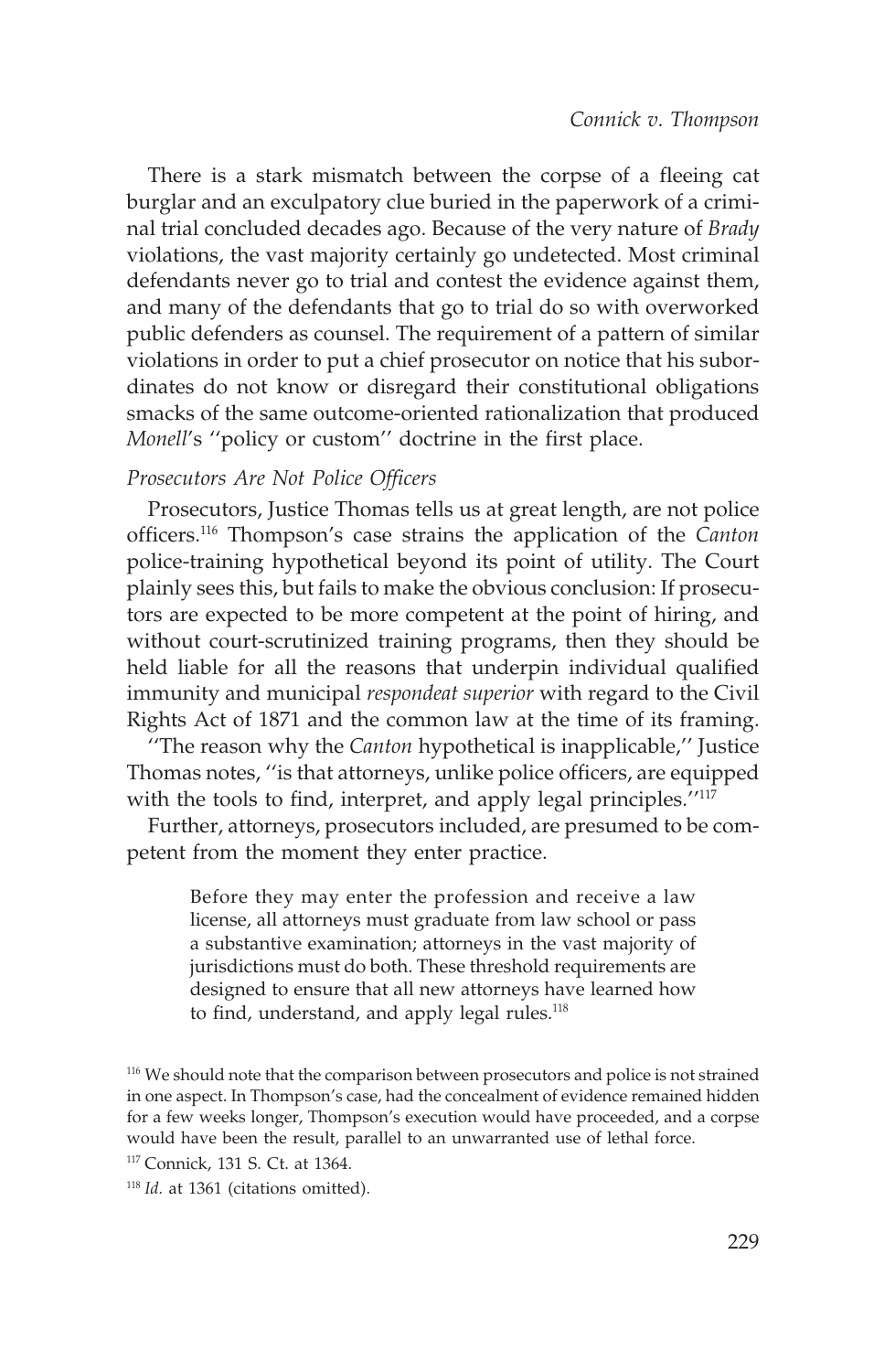There is a stark mismatch between the corpse of a fleeing cat burglar and an exculpatory clue buried in the paperwork of a criminal trial concluded decades ago. Because of the very nature of *Brady* violations, the vast majority certainly go undetected. Most criminal defendants never go to trial and contest the evidence against them, and many of the defendants that go to trial do so with overworked public defenders as counsel. The requirement of a pattern of similar violations in order to put a chief prosecutor on notice that his subordinates do not know or disregard their constitutional obligations smacks of the same outcome-oriented rationalization that produced *Monell*'s ''policy or custom'' doctrine in the first place.

### *Prosecutors Are Not Police Officers*

Prosecutors, Justice Thomas tells us at great length, are not police officers.[116] Thompson's case strains the application of the *Canton* police-training hypothetical beyond its point of utility. The Court plainly sees this, but fails to make the obvious conclusion: If prosecutors are expected to be more competent at the point of hiring, and without court-scrutinized training programs, then they should be held liable for all the reasons that underpin individual qualified immunity and municipal *respondeat superior* with regard to the Civil Rights Act of 1871 and the common law at the time of its framing.

''The reason why the *Canton* hypothetical is inapplicable,'' Justice Thomas notes, ''is that attorneys, unlike police officers, are equipped with the tools to find, interpret, and apply legal principles.''[117]

Further, attorneys, prosecutors included, are presumed to be competent from the moment they enter practice.

> Before they may enter the profession and receive a law license, all attorneys must graduate from law school or pass a substantive examination; attorneys in the vast majority of jurisdictions must do both. These threshold requirements are designed to ensure that all new attorneys have learned how to find, understand, and apply legal rules.[118]

---

[116] We should note that the comparison between prosecutors and police is not strained in one aspect. In Thompson's case, had the concealment of evidence remained hidden for a few weeks longer, Thompson's execution would have proceeded, and a corpse would have been the result, parallel to an unwarranted use of lethal force.

[117] Connick, 131 S. Ct. at 1364.

[118] *Id.* at 1361 (citations omitted).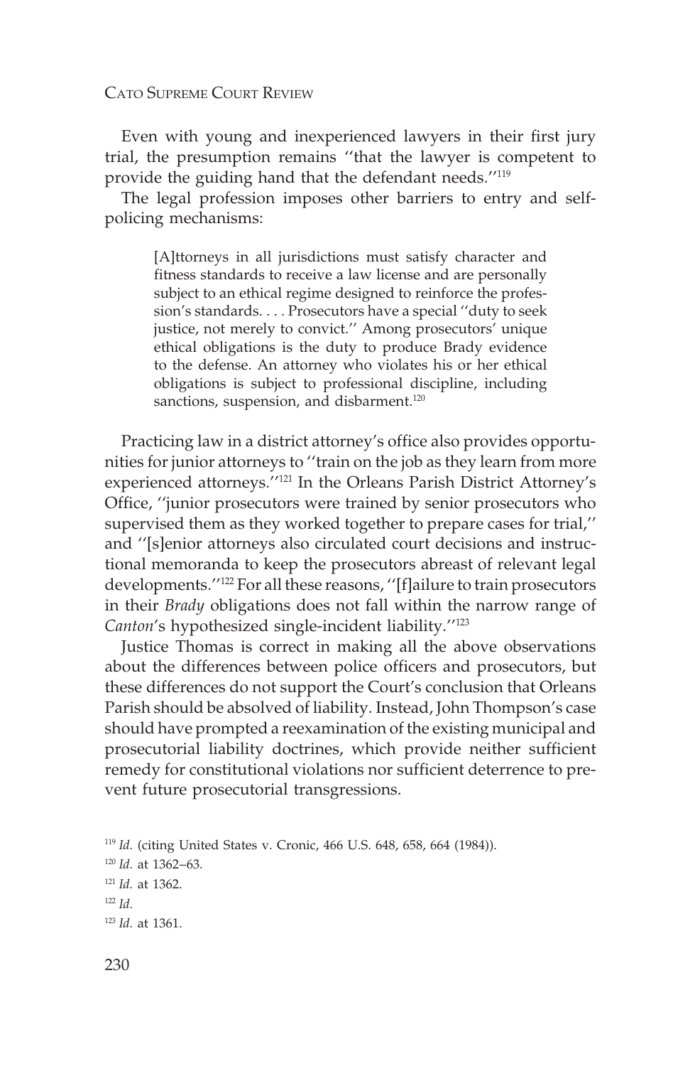Even with young and inexperienced lawyers in their first jury trial, the presumption remains "that the lawyer is competent to provide the guiding hand that the defendant needs."[119]

The legal profession imposes other barriers to entry and self-policing mechanisms:

> [A]ttorneys in all jurisdictions must satisfy character and fitness standards to receive a law license and are personally subject to an ethical regime designed to reinforce the profession's standards. . . . Prosecutors have a special "duty to seek justice, not merely to convict." Among prosecutors' unique ethical obligations is the duty to produce Brady evidence to the defense. An attorney who violates his or her ethical obligations is subject to professional discipline, including sanctions, suspension, and disbarment.[120]

Practicing law in a district attorney's office also provides opportunities for junior attorneys to "train on the job as they learn from more experienced attorneys."[121] In the Orleans Parish District Attorney's Office, "junior prosecutors were trained by senior prosecutors who supervised them as they worked together to prepare cases for trial," and "[s]enior attorneys also circulated court decisions and instructional memoranda to keep the prosecutors abreast of relevant legal developments."[122] For all these reasons, "[f]ailure to train prosecutors in their *Brady* obligations does not fall within the narrow range of *Canton*'s hypothesized single-incident liability."[123]

Justice Thomas is correct in making all the above observations about the differences between police officers and prosecutors, but these differences do not support the Court's conclusion that Orleans Parish should be absolved of liability. Instead, John Thompson's case should have prompted a reexamination of the existing municipal and prosecutorial liability doctrines, which provide neither sufficient remedy for constitutional violations nor sufficient deterrence to prevent future prosecutorial transgressions.

[119] *Id.* (citing United States v. Cronic, 466 U.S. 648, 658, 664 (1984)).

[120] *Id.* at 1362–63.

[121] *Id.* at 1362.

[122] *Id.*

[123] *Id.* at 1361.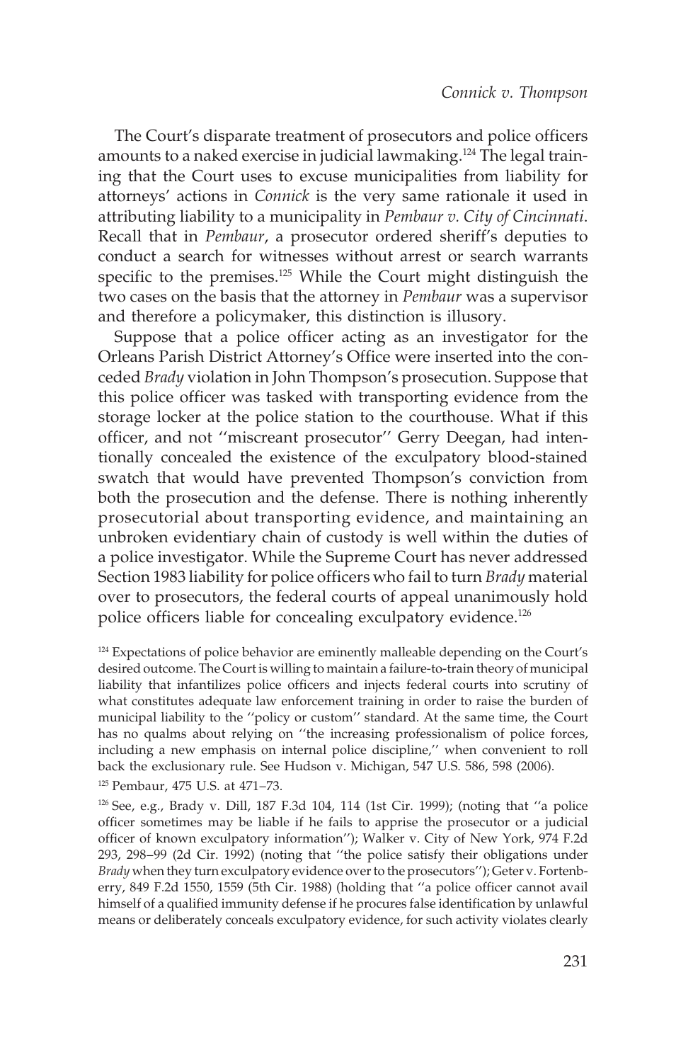The Court's disparate treatment of prosecutors and police officers amounts to a naked exercise in judicial lawmaking.[124] The legal training that the Court uses to excuse municipalities from liability for attorneys' actions in *Connick* is the very same rationale it used in attributing liability to a municipality in *Pembaur v. City of Cincinnati*. Recall that in *Pembaur*, a prosecutor ordered sheriff's deputies to conduct a search for witnesses without arrest or search warrants specific to the premises.[125] While the Court might distinguish the two cases on the basis that the attorney in *Pembaur* was a supervisor and therefore a policymaker, this distinction is illusory.

Suppose that a police officer acting as an investigator for the Orleans Parish District Attorney's Office were inserted into the conceded *Brady* violation in John Thompson's prosecution. Suppose that this police officer was tasked with transporting evidence from the storage locker at the police station to the courthouse. What if this officer, and not ''miscreant prosecutor'' Gerry Deegan, had intentionally concealed the existence of the exculpatory blood-stained swatch that would have prevented Thompson's conviction from both the prosecution and the defense. There is nothing inherently prosecutorial about transporting evidence, and maintaining an unbroken evidentiary chain of custody is well within the duties of a police investigator. While the Supreme Court has never addressed Section 1983 liability for police officers who fail to turn *Brady* material over to prosecutors, the federal courts of appeal unanimously hold police officers liable for concealing exculpatory evidence.[126]

[124] Expectations of police behavior are eminently malleable depending on the Court's desired outcome. The Court is willing to maintain a failure-to-train theory of municipal liability that infantilizes police officers and injects federal courts into scrutiny of what constitutes adequate law enforcement training in order to raise the burden of municipal liability to the ''policy or custom'' standard. At the same time, the Court has no qualms about relying on ''the increasing professionalism of police forces, including a new emphasis on internal police discipline,'' when convenient to roll back the exclusionary rule. See Hudson v. Michigan, 547 U.S. 586, 598 (2006).

[125] Pembaur, 475 U.S. at 471–73.

[126] See, e.g., Brady v. Dill, 187 F.3d 104, 114 (1st Cir. 1999); (noting that ''a police officer sometimes may be liable if he fails to apprise the prosecutor or a judicial officer of known exculpatory information''); Walker v. City of New York, 974 F.2d 293, 298–99 (2d Cir. 1992) (noting that ''the police satisfy their obligations under *Brady* when they turn exculpatory evidence over to the prosecutors''); Geter v. Fortenberry, 849 F.2d 1550, 1559 (5th Cir. 1988) (holding that ''a police officer cannot avail himself of a qualified immunity defense if he procures false identification by unlawful means or deliberately conceals exculpatory evidence, for such activity violates clearly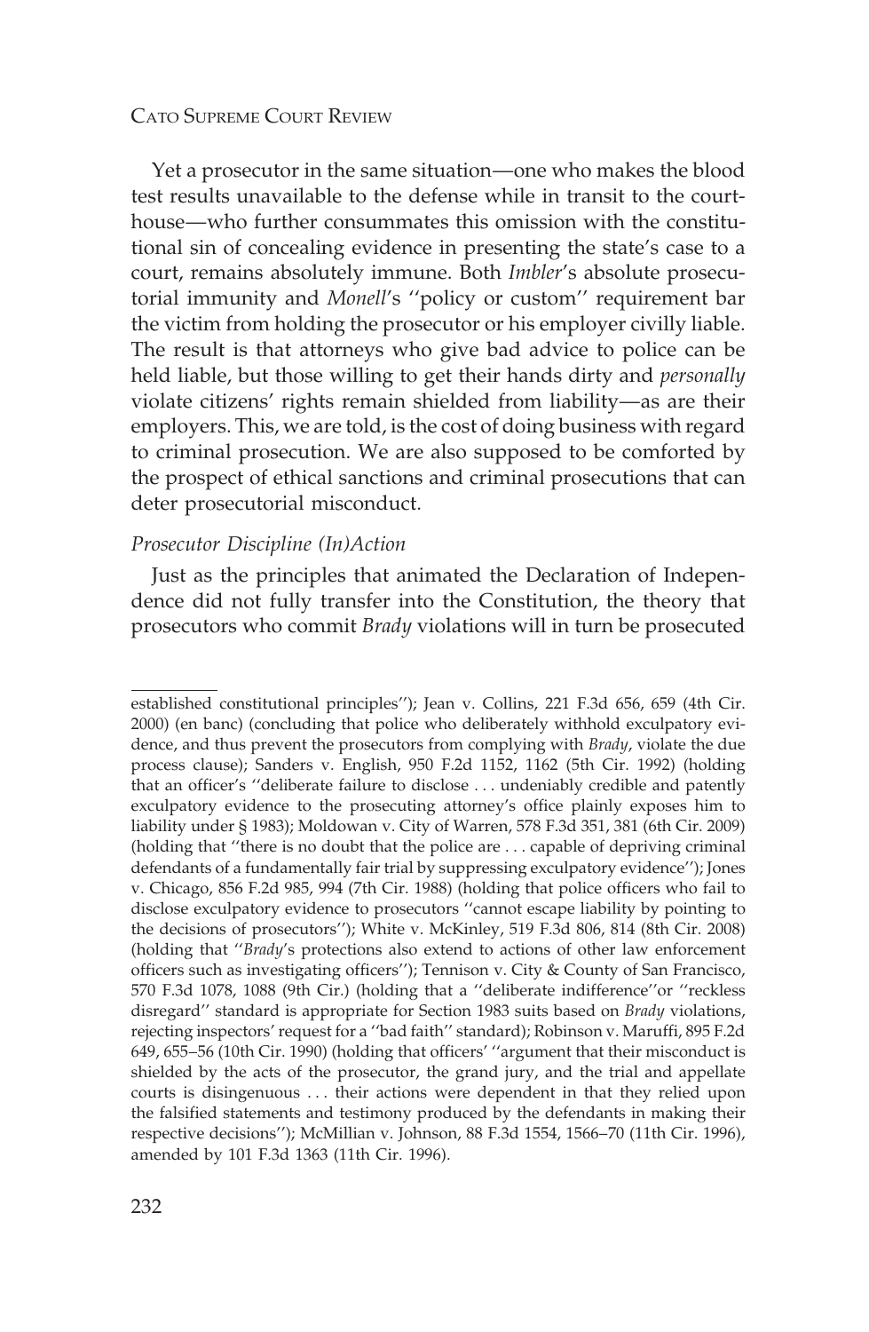Yet a prosecutor in the same situation—one who makes the blood test results unavailable to the defense while in transit to the courthouse—who further consummates this omission with the constitutional sin of concealing evidence in presenting the state's case to a court, remains absolutely immune. Both *Imbler*'s absolute prosecutorial immunity and *Monell*'s ''policy or custom'' requirement bar the victim from holding the prosecutor or his employer civilly liable. The result is that attorneys who give bad advice to police can be held liable, but those willing to get their hands dirty and *personally* violate citizens' rights remain shielded from liability—as are their employers. This, we are told, is the cost of doing business with regard to criminal prosecution. We are also supposed to be comforted by the prospect of ethical sanctions and criminal prosecutions that can deter prosecutorial misconduct.

### *Prosecutor Discipline (In)Action*

Just as the principles that animated the Declaration of Independence did not fully transfer into the Constitution, the theory that prosecutors who commit *Brady* violations will in turn be prosecuted

---

established constitutional principles''); Jean v. Collins, 221 F.3d 656, 659 (4th Cir. 2000) (en banc) (concluding that police who deliberately withhold exculpatory evidence, and thus prevent the prosecutors from complying with *Brady*, violate the due process clause); Sanders v. English, 950 F.2d 1152, 1162 (5th Cir. 1992) (holding that an officer's ''deliberate failure to disclose . . . undeniably credible and patently exculpatory evidence to the prosecuting attorney's office plainly exposes him to liability under § 1983); Moldowan v. City of Warren, 578 F.3d 351, 381 (6th Cir. 2009) (holding that ''there is no doubt that the police are . . . capable of depriving criminal defendants of a fundamentally fair trial by suppressing exculpatory evidence''); Jones v. Chicago, 856 F.2d 985, 994 (7th Cir. 1988) (holding that police officers who fail to disclose exculpatory evidence to prosecutors ''cannot escape liability by pointing to the decisions of prosecutors''); White v. McKinley, 519 F.3d 806, 814 (8th Cir. 2008) (holding that ''*Brady*'s protections also extend to actions of other law enforcement officers such as investigating officers''); Tennison v. City & County of San Francisco, 570 F.3d 1078, 1088 (9th Cir.) (holding that a ''deliberate indifference''or ''reckless disregard'' standard is appropriate for Section 1983 suits based on *Brady* violations, rejecting inspectors' request for a ''bad faith'' standard); Robinson v. Maruffi, 895 F.2d 649, 655–56 (10th Cir. 1990) (holding that officers' ''argument that their misconduct is shielded by the acts of the prosecutor, the grand jury, and the trial and appellate courts is disingenuous . . . their actions were dependent in that they relied upon the falsified statements and testimony produced by the defendants in making their respective decisions''); McMillian v. Johnson, 88 F.3d 1554, 1566–70 (11th Cir. 1996), amended by 101 F.3d 1363 (11th Cir. 1996).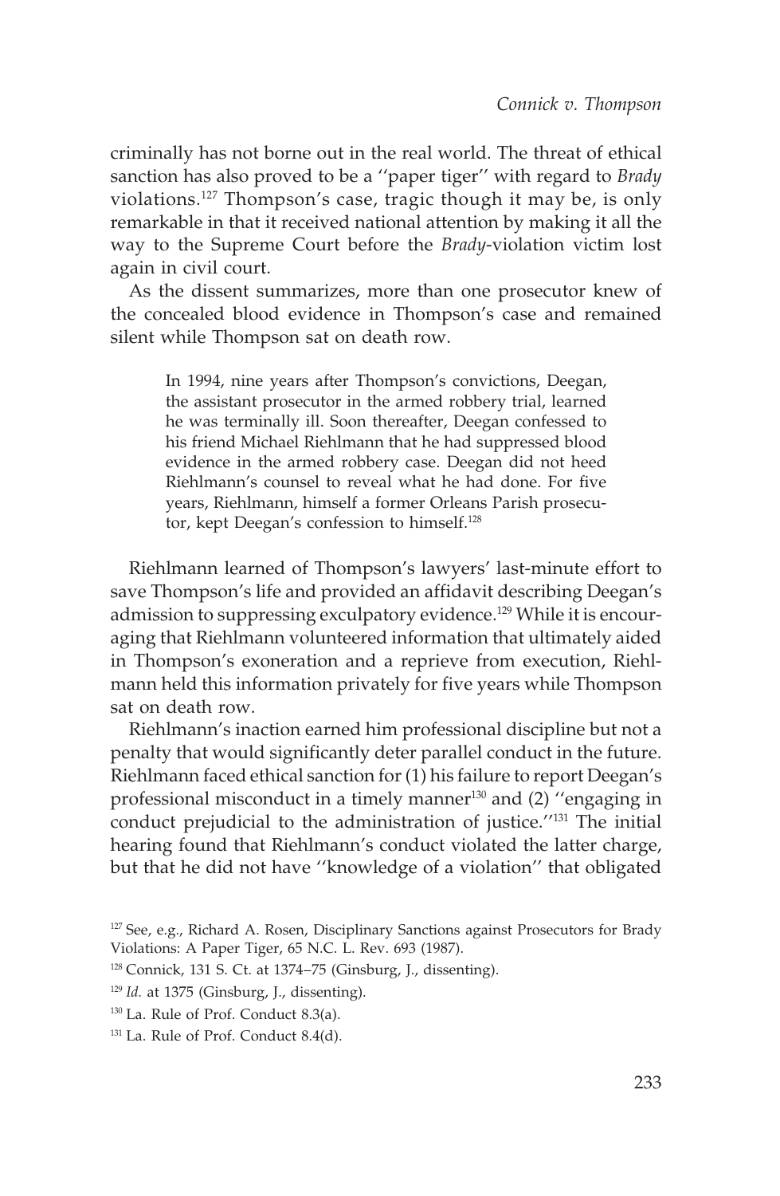criminally has not borne out in the real world. The threat of ethical sanction has also proved to be a ''paper tiger'' with regard to *Brady* violations.[127] Thompson's case, tragic though it may be, is only remarkable in that it received national attention by making it all the way to the Supreme Court before the *Brady*-violation victim lost again in civil court.

As the dissent summarizes, more than one prosecutor knew of the concealed blood evidence in Thompson's case and remained silent while Thompson sat on death row.

> In 1994, nine years after Thompson's convictions, Deegan, the assistant prosecutor in the armed robbery trial, learned he was terminally ill. Soon thereafter, Deegan confessed to his friend Michael Riehlmann that he had suppressed blood evidence in the armed robbery case. Deegan did not heed Riehlmann's counsel to reveal what he had done. For five years, Riehlmann, himself a former Orleans Parish prosecutor, kept Deegan's confession to himself.[128]

Riehlmann learned of Thompson's lawyers' last-minute effort to save Thompson's life and provided an affidavit describing Deegan's admission to suppressing exculpatory evidence.[129] While it is encouraging that Riehlmann volunteered information that ultimately aided in Thompson's exoneration and a reprieve from execution, Riehlmann held this information privately for five years while Thompson sat on death row.

Riehlmann's inaction earned him professional discipline but not a penalty that would significantly deter parallel conduct in the future. Riehlmann faced ethical sanction for (1) his failure to report Deegan's professional misconduct in a timely manner[130] and (2) ''engaging in conduct prejudicial to the administration of justice.''[131] The initial hearing found that Riehlmann's conduct violated the latter charge, but that he did not have ''knowledge of a violation'' that obligated

[127] See, e.g., Richard A. Rosen, Disciplinary Sanctions against Prosecutors for Brady Violations: A Paper Tiger, 65 N.C. L. Rev. 693 (1987).

[128] Connick, 131 S. Ct. at 1374–75 (Ginsburg, J., dissenting).

[129] *Id.* at 1375 (Ginsburg, J., dissenting).

[130] La. Rule of Prof. Conduct 8.3(a).

[131] La. Rule of Prof. Conduct 8.4(d).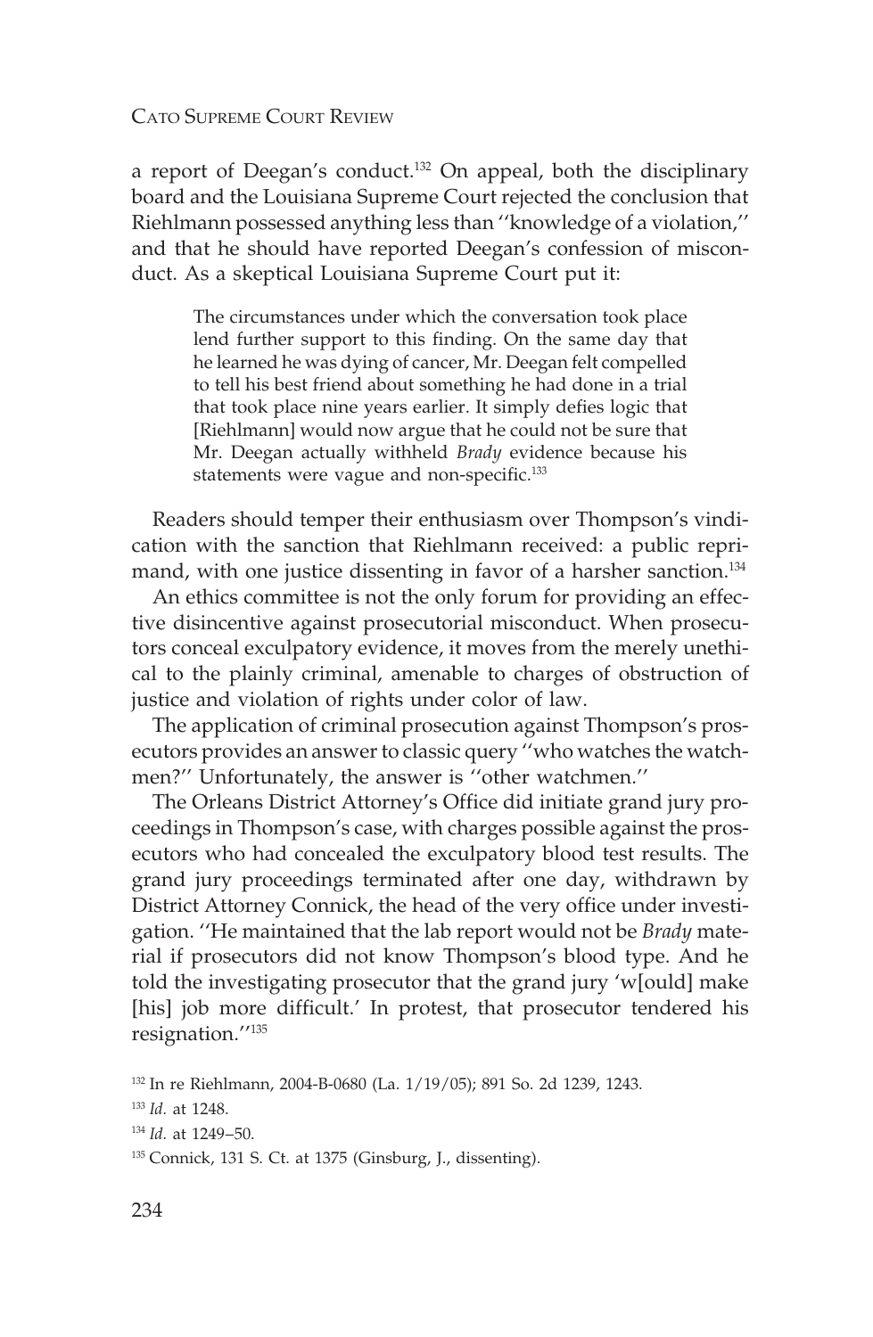a report of Deegan's conduct.[132] On appeal, both the disciplinary board and the Louisiana Supreme Court rejected the conclusion that Riehlmann possessed anything less than ''knowledge of a violation,'' and that he should have reported Deegan's confession of misconduct. As a skeptical Louisiana Supreme Court put it:

> The circumstances under which the conversation took place lend further support to this finding. On the same day that he learned he was dying of cancer, Mr. Deegan felt compelled to tell his best friend about something he had done in a trial that took place nine years earlier. It simply defies logic that [Riehlmann] would now argue that he could not be sure that Mr. Deegan actually withheld *Brady* evidence because his statements were vague and non-specific.[133]

Readers should temper their enthusiasm over Thompson's vindication with the sanction that Riehlmann received: a public reprimand, with one justice dissenting in favor of a harsher sanction.[134]

An ethics committee is not the only forum for providing an effective disincentive against prosecutorial misconduct. When prosecutors conceal exculpatory evidence, it moves from the merely unethical to the plainly criminal, amenable to charges of obstruction of justice and violation of rights under color of law.

The application of criminal prosecution against Thompson's prosecutors provides an answer to classic query ''who watches the watchmen?'' Unfortunately, the answer is ''other watchmen.''

The Orleans District Attorney's Office did initiate grand jury proceedings in Thompson's case, with charges possible against the prosecutors who had concealed the exculpatory blood test results. The grand jury proceedings terminated after one day, withdrawn by District Attorney Connick, the head of the very office under investigation. ''He maintained that the lab report would not be *Brady* material if prosecutors did not know Thompson's blood type. And he told the investigating prosecutor that the grand jury 'w[ould] make [his] job more difficult.' In protest, that prosecutor tendered his resignation.''[135]

---

[132] In re Riehlmann, 2004-B-0680 (La. 1/19/05); 891 So. 2d 1239, 1243.

[133] *Id.* at 1248.

[134] *Id.* at 1249–50.

[135] Connick, 131 S. Ct. at 1375 (Ginsburg, J., dissenting).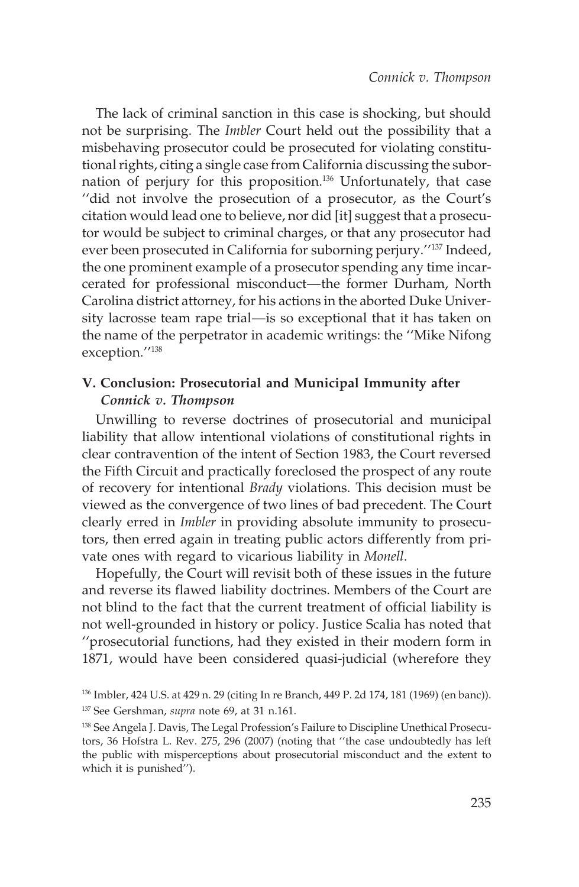The lack of criminal sanction in this case is shocking, but should not be surprising. The *Imbler* Court held out the possibility that a misbehaving prosecutor could be prosecuted for violating constitutional rights, citing a single case from California discussing the subornation of perjury for this proposition.[136] Unfortunately, that case ''did not involve the prosecution of a prosecutor, as the Court's citation would lead one to believe, nor did [it] suggest that a prosecutor would be subject to criminal charges, or that any prosecutor had ever been prosecuted in California for suborning perjury.''[137] Indeed, the one prominent example of a prosecutor spending any time incarcerated for professional misconduct—the former Durham, North Carolina district attorney, for his actions in the aborted Duke University lacrosse team rape trial—is so exceptional that it has taken on the name of the perpetrator in academic writings: the ''Mike Nifong exception.''[138]

## V. Conclusion: Prosecutorial and Municipal Immunity after *Connick v. Thompson*

Unwilling to reverse doctrines of prosecutorial and municipal liability that allow intentional violations of constitutional rights in clear contravention of the intent of Section 1983, the Court reversed the Fifth Circuit and practically foreclosed the prospect of any route of recovery for intentional *Brady* violations. This decision must be viewed as the convergence of two lines of bad precedent. The Court clearly erred in *Imbler* in providing absolute immunity to prosecutors, then erred again in treating public actors differently from private ones with regard to vicarious liability in *Monell*.

Hopefully, the Court will revisit both of these issues in the future and reverse its flawed liability doctrines. Members of the Court are not blind to the fact that the current treatment of official liability is not well-grounded in history or policy. Justice Scalia has noted that ''prosecutorial functions, had they existed in their modern form in 1871, would have been considered quasi-judicial (wherefore they

---

[136] Imbler, 424 U.S. at 429 n. 29 (citing In re Branch, 449 P. 2d 174, 181 (1969) (en banc)).

[137] See Gershman, *supra* note 69, at 31 n.161.

[138] See Angela J. Davis, The Legal Profession's Failure to Discipline Unethical Prosecutors, 36 Hofstra L. Rev. 275, 296 (2007) (noting that ''the case undoubtedly has left the public with misperceptions about prosecutorial misconduct and the extent to which it is punished'').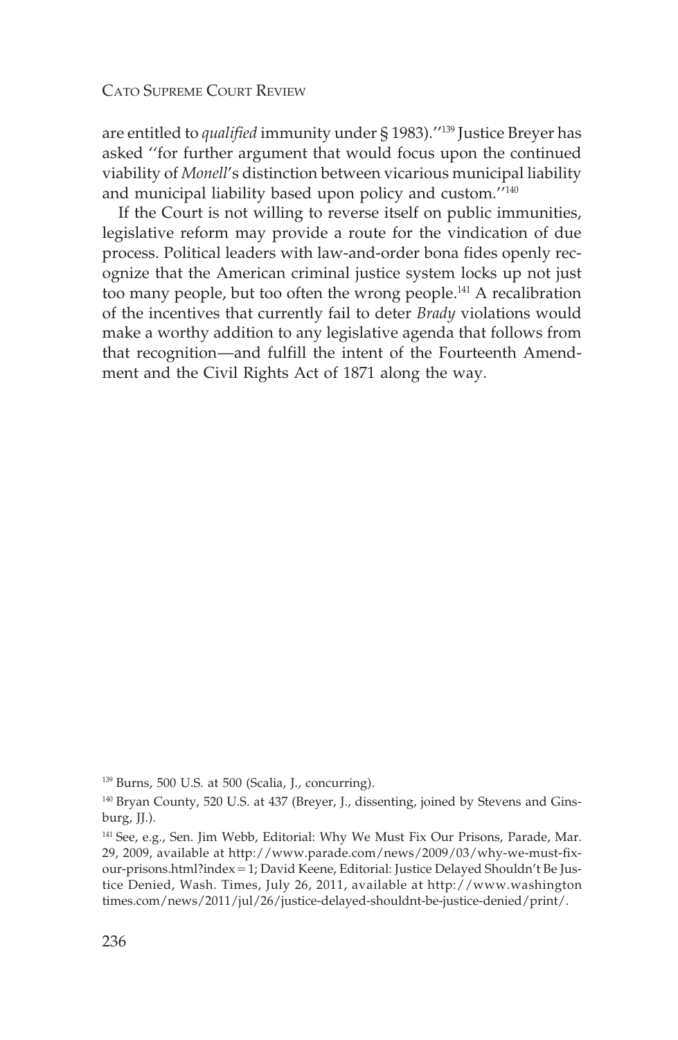are entitled to *qualified* immunity under § 1983).''[139] Justice Breyer has asked ''for further argument that would focus upon the continued viability of *Monell*'s distinction between vicarious municipal liability and municipal liability based upon policy and custom.''[140]

If the Court is not willing to reverse itself on public immunities, legislative reform may provide a route for the vindication of due process. Political leaders with law-and-order bona fides openly recognize that the American criminal justice system locks up not just too many people, but too often the wrong people.[141] A recalibration of the incentives that currently fail to deter *Brady* violations would make a worthy addition to any legislative agenda that follows from that recognition—and fulfill the intent of the Fourteenth Amendment and the Civil Rights Act of 1871 along the way.

---

[139] Burns, 500 U.S. at 500 (Scalia, J., concurring).

[140] Bryan County, 520 U.S. at 437 (Breyer, J., dissenting, joined by Stevens and Ginsburg, JJ.).

[141] See, e.g., Sen. Jim Webb, Editorial: Why We Must Fix Our Prisons, Parade, Mar. 29, 2009, available at http://www.parade.com/news/2009/03/why-we-must-fix-our-prisons.html?index=1; David Keene, Editorial: Justice Delayed Shouldn't Be Justice Denied, Wash. Times, July 26, 2011, available at http://www.washingtontimes.com/news/2011/jul/26/justice-delayed-shouldnt-be-justice-denied/print/.